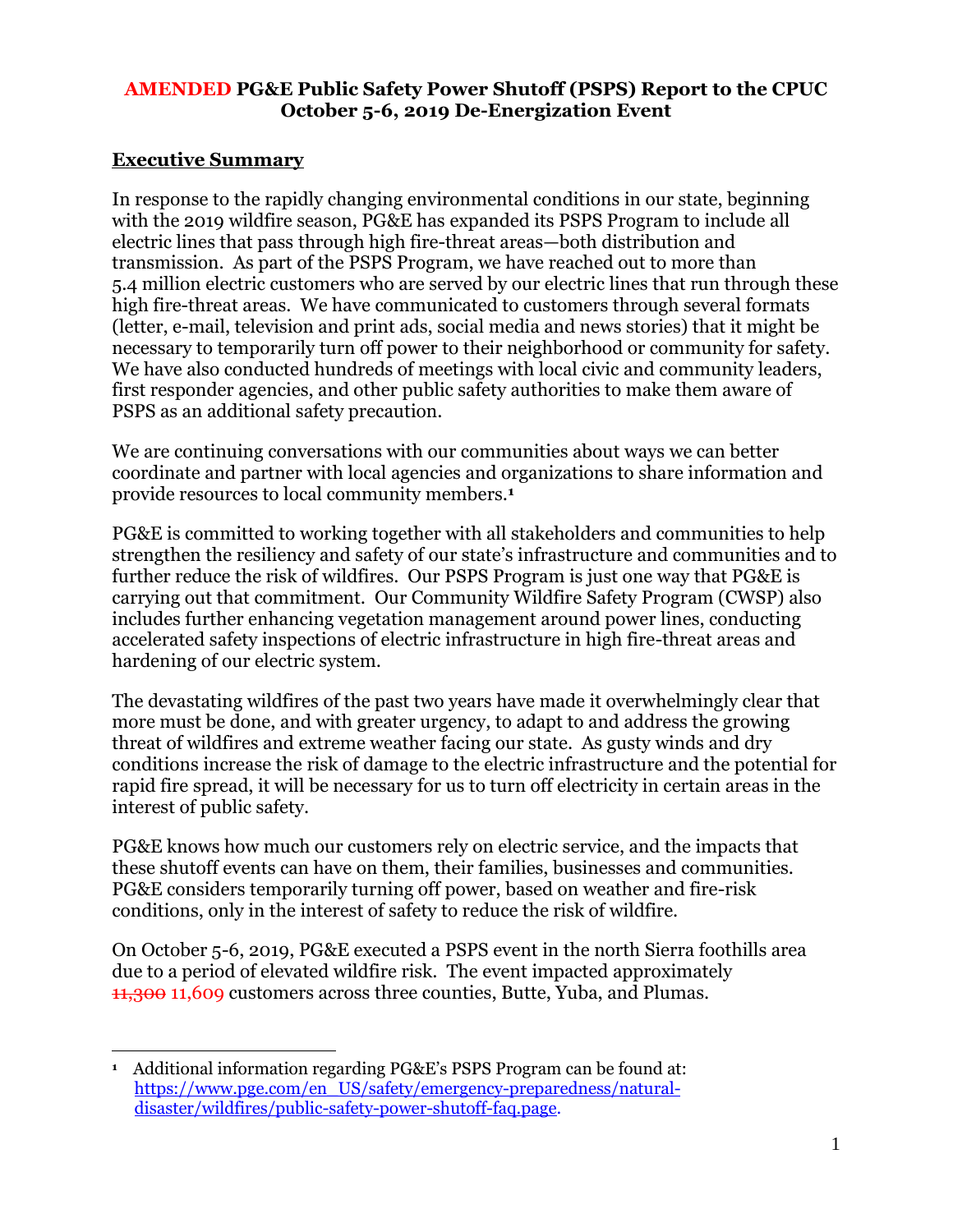# AMENDED PG&E Public Safety Power Shutoff (PSPS) Report to the CPUC October 5-6, 2019 De-Energization Event

## Executive Summary

In response to the rapidly changing environmental conditions in our state, beginning with the 2019 wildfire season, PG&E has expanded its PSPS Program to include all electric lines that pass through high fire-threat areas—both distribution and transmission. As part of the PSPS Program, we have reached out to more than 5.4 million electric customers who are served by our electric lines that run through these high fire-threat areas. We have communicated to customers through several formats (letter, e-mail, television and print ads, social media and news stories) that it might be necessary to temporarily turn off power to their neighborhood or community for safety. We have also conducted hundreds of meetings with local civic and community leaders, first responder agencies, and other public safety authorities to make them aware of PSPS as an additional safety precaution.

We are continuing conversations with our communities about ways we can better coordinate and partner with local agencies and organizations to share information and provide resources to local community members.[1]

PG&E is committed to working together with all stakeholders and communities to help strengthen the resiliency and safety of our state's infrastructure and communities and to further reduce the risk of wildfires. Our PSPS Program is just one way that PG&E is carrying out that commitment. Our Community Wildfire Safety Program (CWSP) also includes further enhancing vegetation management around power lines, conducting accelerated safety inspections of electric infrastructure in high fire-threat areas and hardening of our electric system.

The devastating wildfires of the past two years have made it overwhelmingly clear that more must be done, and with greater urgency, to adapt to and address the growing threat of wildfires and extreme weather facing our state. As gusty winds and dry conditions increase the risk of damage to the electric infrastructure and the potential for rapid fire spread, it will be necessary for us to turn off electricity in certain areas in the interest of public safety.

PG&E knows how much our customers rely on electric service, and the impacts that these shutoff events can have on them, their families, businesses and communities. PG&E considers temporarily turning off power, based on weather and fire-risk conditions, only in the interest of safety to reduce the risk of wildfire.

On October 5-6, 2019, PG&E executed a PSPS event in the north Sierra foothills area due to a period of elevated wildfire risk. The event impacted approximately ~~11,300~~ 11,609 customers across three counties, Butte, Yuba, and Plumas.

---

[1] Additional information regarding PG&E's PSPS Program can be found at: https://www.pge.com/en_US/safety/emergency-preparedness/natural-disaster/wildfires/public-safety-power-shutoff-faq.page.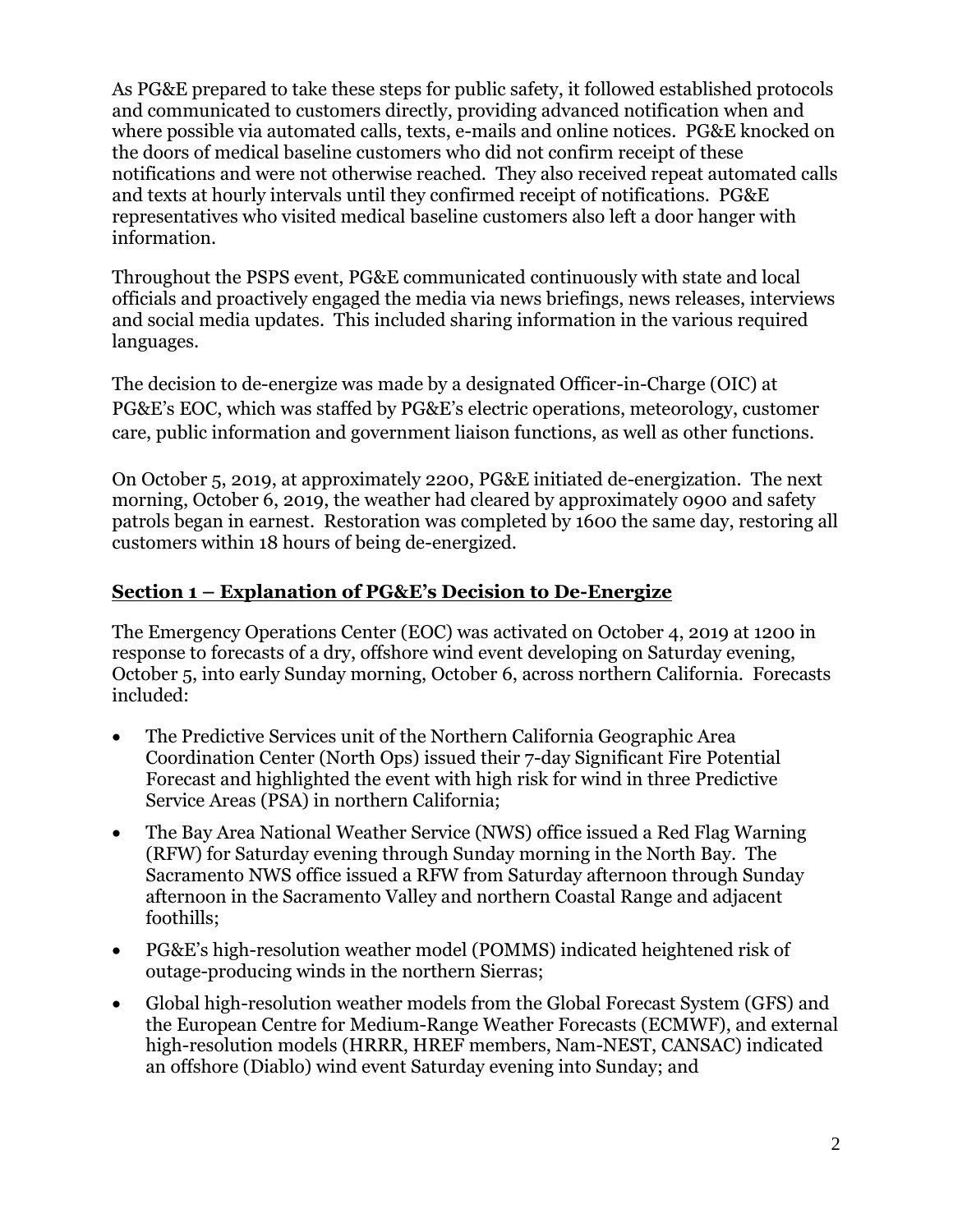As PG&E prepared to take these steps for public safety, it followed established protocols and communicated to customers directly, providing advanced notification when and where possible via automated calls, texts, e-mails and online notices. PG&E knocked on the doors of medical baseline customers who did not confirm receipt of these notifications and were not otherwise reached. They also received repeat automated calls and texts at hourly intervals until they confirmed receipt of notifications. PG&E representatives who visited medical baseline customers also left a door hanger with information.

Throughout the PSPS event, PG&E communicated continuously with state and local officials and proactively engaged the media via news briefings, news releases, interviews and social media updates. This included sharing information in the various required languages.

The decision to de-energize was made by a designated Officer-in-Charge (OIC) at PG&E's EOC, which was staffed by PG&E's electric operations, meteorology, customer care, public information and government liaison functions, as well as other functions.

On October 5, 2019, at approximately 2200, PG&E initiated de-energization. The next morning, October 6, 2019, the weather had cleared by approximately 0900 and safety patrols began in earnest. Restoration was completed by 1600 the same day, restoring all customers within 18 hours of being de-energized.

## Section 1 – Explanation of PG&E's Decision to De-Energize

The Emergency Operations Center (EOC) was activated on October 4, 2019 at 1200 in response to forecasts of a dry, offshore wind event developing on Saturday evening, October 5, into early Sunday morning, October 6, across northern California. Forecasts included:

- The Predictive Services unit of the Northern California Geographic Area Coordination Center (North Ops) issued their 7-day Significant Fire Potential Forecast and highlighted the event with high risk for wind in three Predictive Service Areas (PSA) in northern California;
- The Bay Area National Weather Service (NWS) office issued a Red Flag Warning (RFW) for Saturday evening through Sunday morning in the North Bay. The Sacramento NWS office issued a RFW from Saturday afternoon through Sunday afternoon in the Sacramento Valley and northern Coastal Range and adjacent foothills;
- PG&E's high-resolution weather model (POMMS) indicated heightened risk of outage-producing winds in the northern Sierras;
- Global high-resolution weather models from the Global Forecast System (GFS) and the European Centre for Medium-Range Weather Forecasts (ECMWF), and external high-resolution models (HRRR, HREF members, Nam-NEST, CANSAC) indicated an offshore (Diablo) wind event Saturday evening into Sunday; and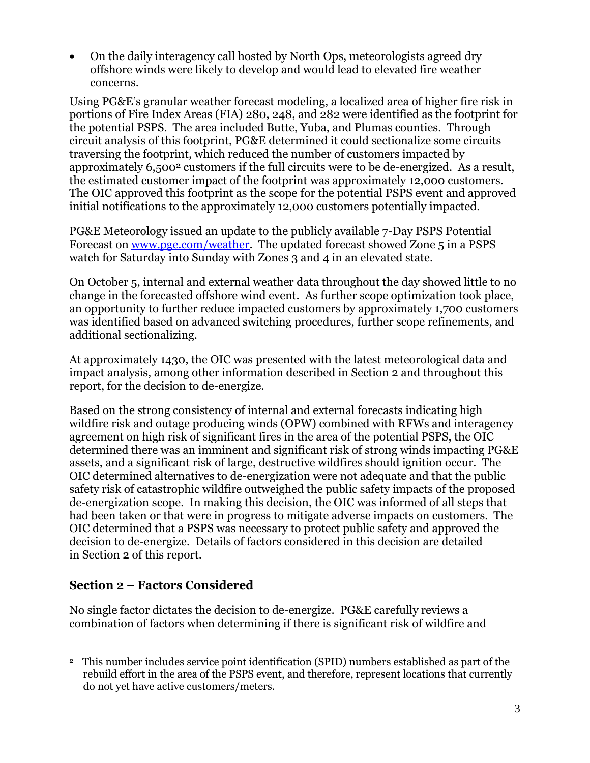- On the daily interagency call hosted by North Ops, meteorologists agreed dry offshore winds were likely to develop and would lead to elevated fire weather concerns.

Using PG&E's granular weather forecast modeling, a localized area of higher fire risk in portions of Fire Index Areas (FIA) 280, 248, and 282 were identified as the footprint for the potential PSPS. The area included Butte, Yuba, and Plumas counties. Through circuit analysis of this footprint, PG&E determined it could sectionalize some circuits traversing the footprint, which reduced the number of customers impacted by approximately 6,500[2] customers if the full circuits were to be de-energized. As a result, the estimated customer impact of the footprint was approximately 12,000 customers. The OIC approved this footprint as the scope for the potential PSPS event and approved initial notifications to the approximately 12,000 customers potentially impacted.

PG&E Meteorology issued an update to the publicly available 7-Day PSPS Potential Forecast on [www.pge.com/weather](http://www.pge.com/weather). The updated forecast showed Zone 5 in a PSPS watch for Saturday into Sunday with Zones 3 and 4 in an elevated state.

On October 5, internal and external weather data throughout the day showed little to no change in the forecasted offshore wind event. As further scope optimization took place, an opportunity to further reduce impacted customers by approximately 1,700 customers was identified based on advanced switching procedures, further scope refinements, and additional sectionalizing.

At approximately 1430, the OIC was presented with the latest meteorological data and impact analysis, among other information described in Section 2 and throughout this report, for the decision to de-energize.

Based on the strong consistency of internal and external forecasts indicating high wildfire risk and outage producing winds (OPW) combined with RFWs and interagency agreement on high risk of significant fires in the area of the potential PSPS, the OIC determined there was an imminent and significant risk of strong winds impacting PG&E assets, and a significant risk of large, destructive wildfires should ignition occur. The OIC determined alternatives to de-energization were not adequate and that the public safety risk of catastrophic wildfire outweighed the public safety impacts of the proposed de-energization scope. In making this decision, the OIC was informed of all steps that had been taken or that were in progress to mitigate adverse impacts on customers. The OIC determined that a PSPS was necessary to protect public safety and approved the decision to de-energize. Details of factors considered in this decision are detailed in Section 2 of this report.

## **<u>Section 2 – Factors Considered</u>**

No single factor dictates the decision to de-energize. PG&E carefully reviews a combination of factors when determining if there is significant risk of wildfire and

---

[2] This number includes service point identification (SPID) numbers established as part of the rebuild effort in the area of the PSPS event, and therefore, represent locations that currently do not yet have active customers/meters.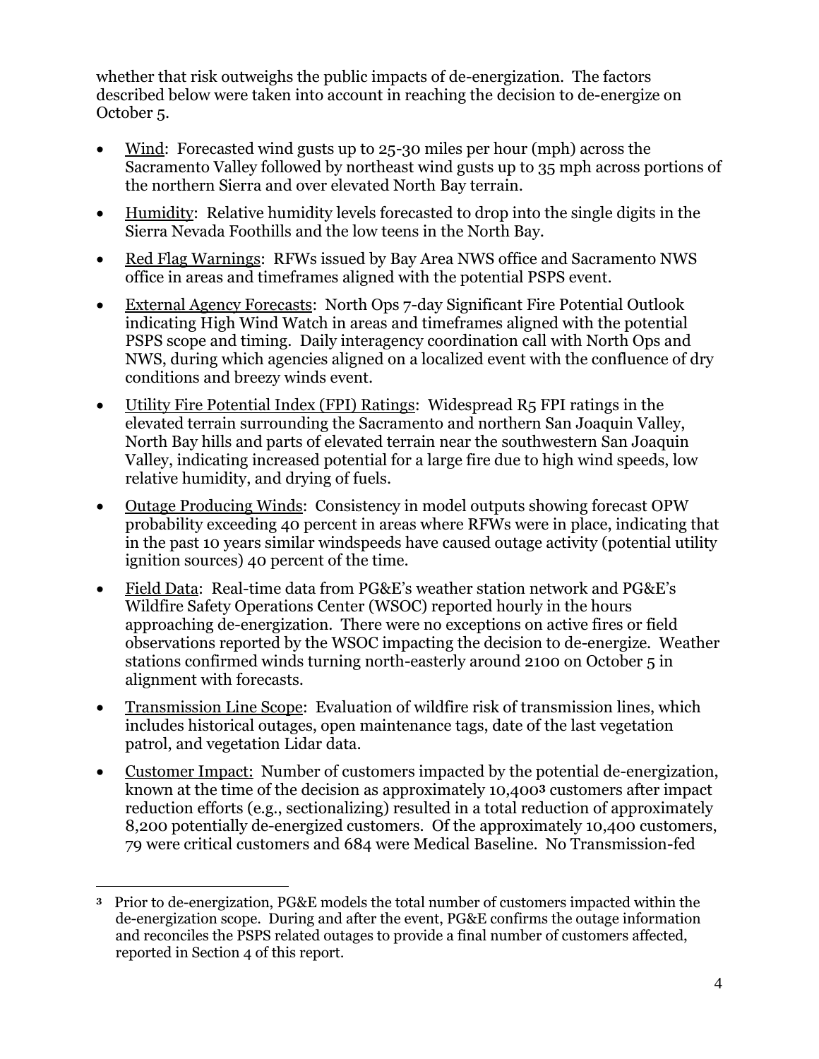whether that risk outweighs the public impacts of de-energization. The factors described below were taken into account in reaching the decision to de-energize on October 5.

- Wind: Forecasted wind gusts up to 25-30 miles per hour (mph) across the Sacramento Valley followed by northeast wind gusts up to 35 mph across portions of the northern Sierra and over elevated North Bay terrain.
- Humidity: Relative humidity levels forecasted to drop into the single digits in the Sierra Nevada Foothills and the low teens in the North Bay.
- Red Flag Warnings: RFWs issued by Bay Area NWS office and Sacramento NWS office in areas and timeframes aligned with the potential PSPS event.
- External Agency Forecasts: North Ops 7-day Significant Fire Potential Outlook indicating High Wind Watch in areas and timeframes aligned with the potential PSPS scope and timing. Daily interagency coordination call with North Ops and NWS, during which agencies aligned on a localized event with the confluence of dry conditions and breezy winds event.
- Utility Fire Potential Index (FPI) Ratings: Widespread R5 FPI ratings in the elevated terrain surrounding the Sacramento and northern San Joaquin Valley, North Bay hills and parts of elevated terrain near the southwestern San Joaquin Valley, indicating increased potential for a large fire due to high wind speeds, low relative humidity, and drying of fuels.
- Outage Producing Winds: Consistency in model outputs showing forecast OPW probability exceeding 40 percent in areas where RFWs were in place, indicating that in the past 10 years similar windspeeds have caused outage activity (potential utility ignition sources) 40 percent of the time.
- Field Data: Real-time data from PG&E's weather station network and PG&E's Wildfire Safety Operations Center (WSOC) reported hourly in the hours approaching de-energization. There were no exceptions on active fires or field observations reported by the WSOC impacting the decision to de-energize. Weather stations confirmed winds turning north-easterly around 2100 on October 5 in alignment with forecasts.
- Transmission Line Scope: Evaluation of wildfire risk of transmission lines, which includes historical outages, open maintenance tags, date of the last vegetation patrol, and vegetation Lidar data.
- Customer Impact: Number of customers impacted by the potential de-energization, known at the time of the decision as approximately 10,400[3] customers after impact reduction efforts (e.g., sectionalizing) resulted in a total reduction of approximately 8,200 potentially de-energized customers. Of the approximately 10,400 customers, 79 were critical customers and 684 were Medical Baseline. No Transmission-fed

[3] Prior to de-energization, PG&E models the total number of customers impacted within the de-energization scope. During and after the event, PG&E confirms the outage information and reconciles the PSPS related outages to provide a final number of customers affected, reported in Section 4 of this report.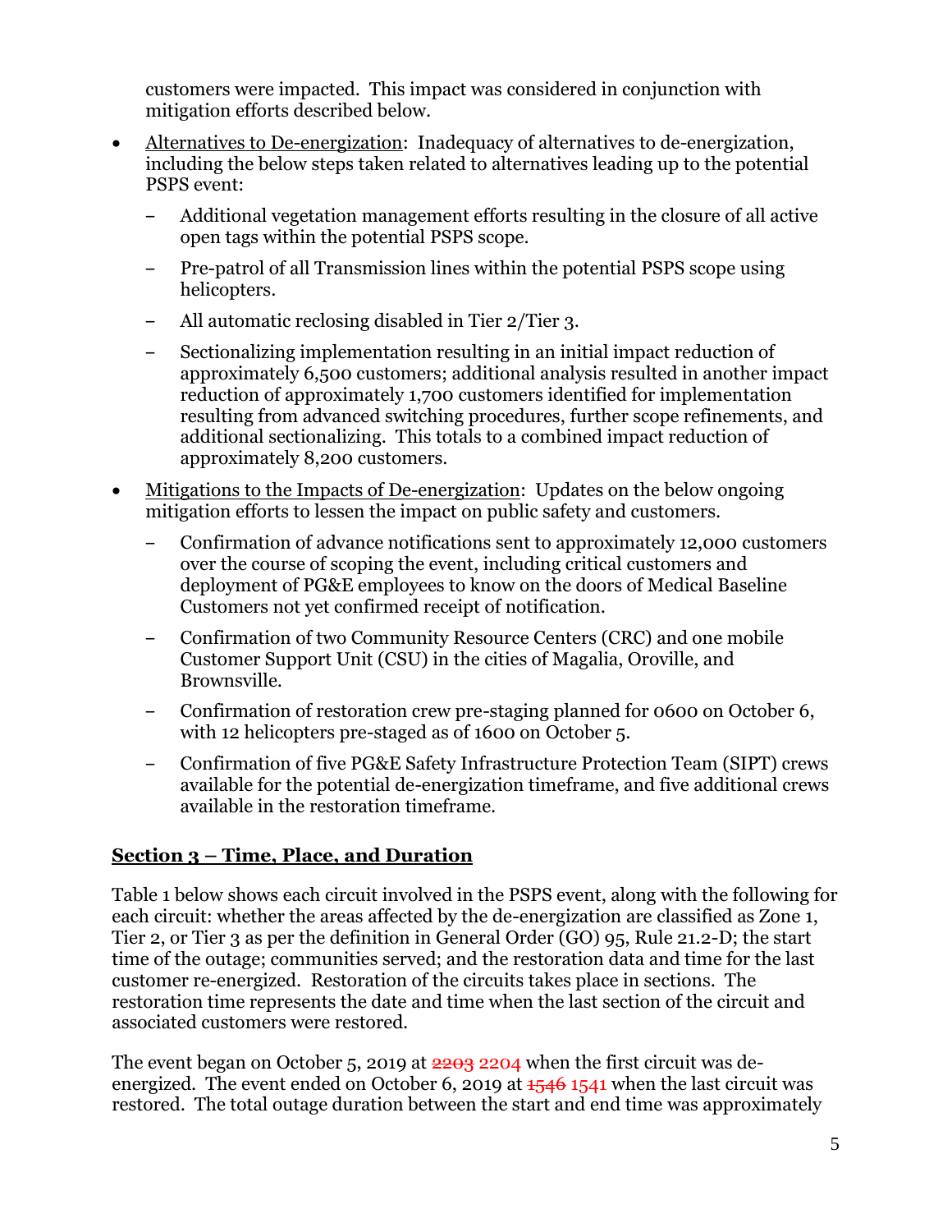customers were impacted. This impact was considered in conjunction with mitigation efforts described below.

- Alternatives to De-energization: Inadequacy of alternatives to de-energization, including the below steps taken related to alternatives leading up to the potential PSPS event:
  - Additional vegetation management efforts resulting in the closure of all active open tags within the potential PSPS scope.
  - Pre-patrol of all Transmission lines within the potential PSPS scope using helicopters.
  - All automatic reclosing disabled in Tier 2/Tier 3.
  - Sectionalizing implementation resulting in an initial impact reduction of approximately 6,500 customers; additional analysis resulted in another impact reduction of approximately 1,700 customers identified for implementation resulting from advanced switching procedures, further scope refinements, and additional sectionalizing. This totals to a combined impact reduction of approximately 8,200 customers.
- Mitigations to the Impacts of De-energization: Updates on the below ongoing mitigation efforts to lessen the impact on public safety and customers.
  - Confirmation of advance notifications sent to approximately 12,000 customers over the course of scoping the event, including critical customers and deployment of PG&E employees to know on the doors of Medical Baseline Customers not yet confirmed receipt of notification.
  - Confirmation of two Community Resource Centers (CRC) and one mobile Customer Support Unit (CSU) in the cities of Magalia, Oroville, and Brownsville.
  - Confirmation of restoration crew pre-staging planned for 0600 on October 6, with 12 helicopters pre-staged as of 1600 on October 5.
  - Confirmation of five PG&E Safety Infrastructure Protection Team (SIPT) crews available for the potential de-energization timeframe, and five additional crews available in the restoration timeframe.

## Section 3 – Time, Place, and Duration

Table 1 below shows each circuit involved in the PSPS event, along with the following for each circuit: whether the areas affected by the de-energization are classified as Zone 1, Tier 2, or Tier 3 as per the definition in General Order (GO) 95, Rule 21.2-D; the start time of the outage; communities served; and the restoration data and time for the last customer re-energized. Restoration of the circuits takes place in sections. The restoration time represents the date and time when the last section of the circuit and associated customers were restored.

The event began on October 5, 2019 at ~~2203~~ 2204 when the first circuit was de-energized. The event ended on October 6, 2019 at ~~1546~~ 1541 when the last circuit was restored. The total outage duration between the start and end time was approximately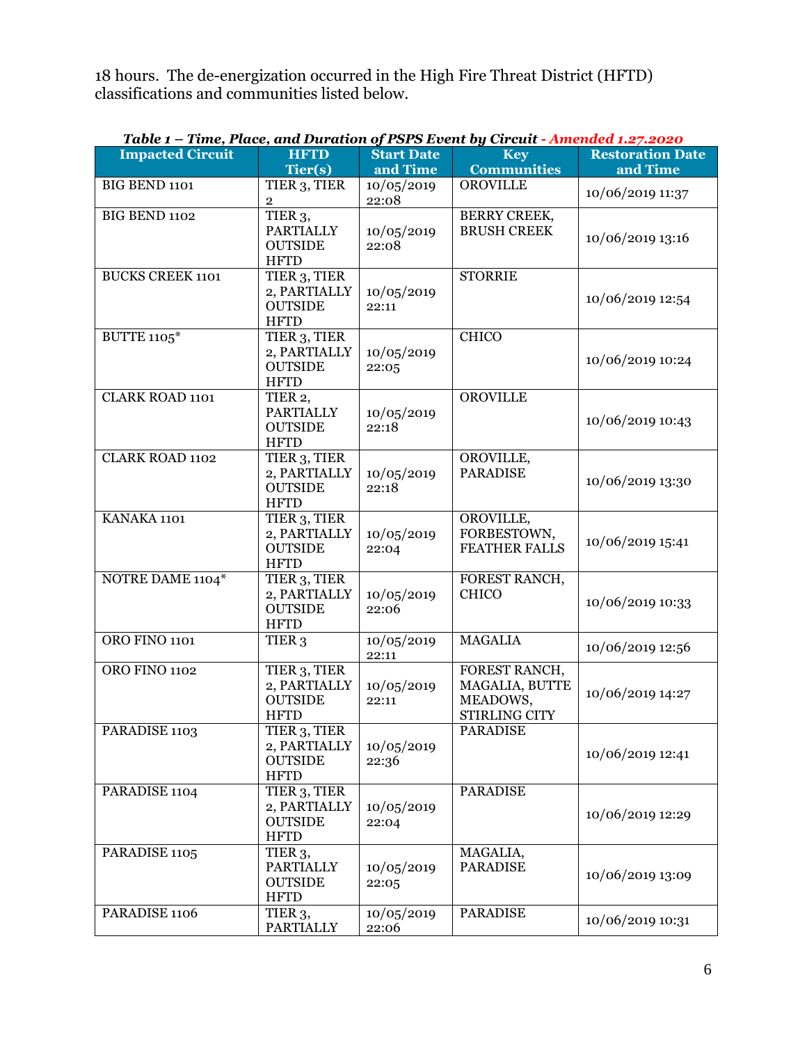18 hours. The de-energization occurred in the High Fire Threat District (HFTD) classifications and communities listed below.

***Table 1 – Time, Place, and Duration of PSPS Event by Circuit - Amended 1.27.2020***

| Impacted Circuit | HFTD Tier(s) | Start Date and Time | Key Communities | Restoration Date and Time |
|---|---|---|---|---|
| BIG BEND 1101 | TIER 3, TIER 2 | 10/05/2019 22:08 | OROVILLE | 10/06/2019 11:37 |
| BIG BEND 1102 | TIER 3, PARTIALLY OUTSIDE HFTD | 10/05/2019 22:08 | BERRY CREEK, BRUSH CREEK | 10/06/2019 13:16 |
| BUCKS CREEK 1101 | TIER 3, TIER 2, PARTIALLY OUTSIDE HFTD | 10/05/2019 22:11 | STORRIE | 10/06/2019 12:54 |
| BUTTE 1105* | TIER 3, TIER 2, PARTIALLY OUTSIDE HFTD | 10/05/2019 22:05 | CHICO | 10/06/2019 10:24 |
| CLARK ROAD 1101 | TIER 2, PARTIALLY OUTSIDE HFTD | 10/05/2019 22:18 | OROVILLE | 10/06/2019 10:43 |
| CLARK ROAD 1102 | TIER 3, TIER 2, PARTIALLY OUTSIDE HFTD | 10/05/2019 22:18 | OROVILLE, PARADISE | 10/06/2019 13:30 |
| KANAKA 1101 | TIER 3, TIER 2, PARTIALLY OUTSIDE HFTD | 10/05/2019 22:04 | OROVILLE, FORBESTOWN, FEATHER FALLS | 10/06/2019 15:41 |
| NOTRE DAME 1104* | TIER 3, TIER 2, PARTIALLY OUTSIDE HFTD | 10/05/2019 22:06 | FOREST RANCH, CHICO | 10/06/2019 10:33 |
| ORO FINO 1101 | TIER 3 | 10/05/2019 22:11 | MAGALIA | 10/06/2019 12:56 |
| ORO FINO 1102 | TIER 3, TIER 2, PARTIALLY OUTSIDE HFTD | 10/05/2019 22:11 | FOREST RANCH, MAGALIA, BUTTE MEADOWS, STIRLING CITY | 10/06/2019 14:27 |
| PARADISE 1103 | TIER 3, TIER 2, PARTIALLY OUTSIDE HFTD | 10/05/2019 22:36 | PARADISE | 10/06/2019 12:41 |
| PARADISE 1104 | TIER 3, TIER 2, PARTIALLY OUTSIDE HFTD | 10/05/2019 22:04 | PARADISE | 10/06/2019 12:29 |
| PARADISE 1105 | TIER 3, PARTIALLY OUTSIDE HFTD | 10/05/2019 22:05 | MAGALIA, PARADISE | 10/06/2019 13:09 |
| PARADISE 1106 | TIER 3, PARTIALLY | 10/05/2019 22:06 | PARADISE | 10/06/2019 10:31 |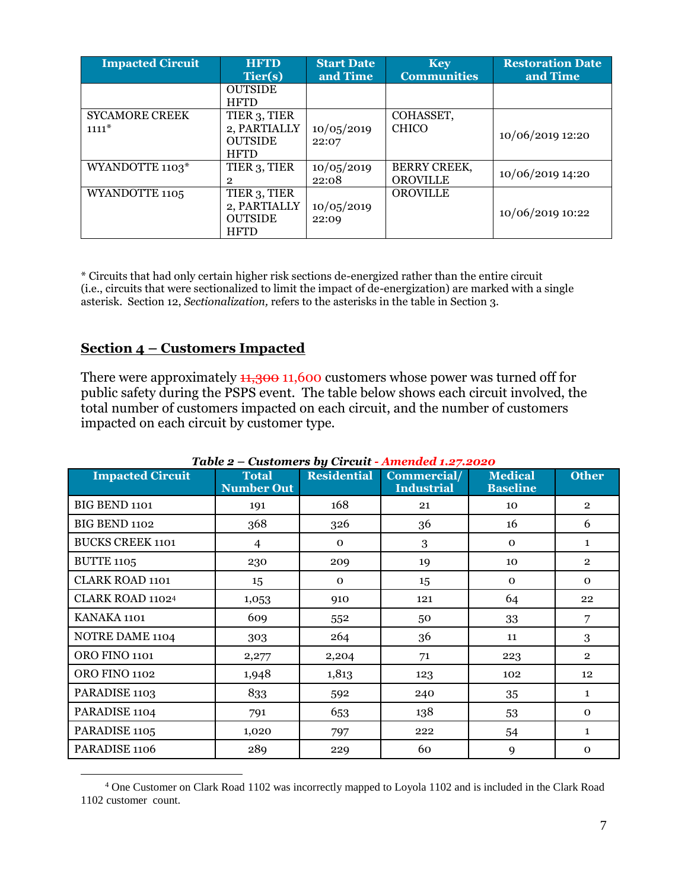| Impacted Circuit | HFTD Tier(s) | Start Date and Time | Key Communities | Restoration Date and Time |
|---|---|---|---|---|
| | OUTSIDE HFTD | | | |
| SYCAMORE CREEK 1111* | TIER 3, TIER 2, PARTIALLY OUTSIDE HFTD | 10/05/2019 22:07 | COHASSET, CHICO | 10/06/2019 12:20 |
| WYANDOTTE 1103* | TIER 3, TIER 2 | 10/05/2019 22:08 | BERRY CREEK, OROVILLE | 10/06/2019 14:20 |
| WYANDOTTE 1105 | TIER 3, TIER 2, PARTIALLY OUTSIDE HFTD | 10/05/2019 22:09 | OROVILLE | 10/06/2019 10:22 |

\* Circuits that had only certain higher risk sections de-energized rather than the entire circuit (i.e., circuits that were sectionalized to limit the impact of de-energization) are marked with a single asterisk. Section 12, *Sectionalization,* refers to the asterisks in the table in Section 3.

## Section 4 – Customers Impacted

There were approximately ~~11,300~~ 11,600 customers whose power was turned off for public safety during the PSPS event. The table below shows each circuit involved, the total number of customers impacted on each circuit, and the number of customers impacted on each circuit by customer type.

***Table 2 – Customers by Circuit - Amended 1.27.2020***

| Impacted Circuit | Total Number Out | Residential | Commercial/ Industrial | Medical Baseline | Other |
|---|---|---|---|---|---|
| BIG BEND 1101 | 191 | 168 | 21 | 10 | 2 |
| BIG BEND 1102 | 368 | 326 | 36 | 16 | 6 |
| BUCKS CREEK 1101 | 4 | 0 | 3 | 0 | 1 |
| BUTTE 1105 | 230 | 209 | 19 | 10 | 2 |
| CLARK ROAD 1101 | 15 | 0 | 15 | 0 | 0 |
| CLARK ROAD 1102[4] | 1,053 | 910 | 121 | 64 | 22 |
| KANAKA 1101 | 609 | 552 | 50 | 33 | 7 |
| NOTRE DAME 1104 | 303 | 264 | 36 | 11 | 3 |
| ORO FINO 1101 | 2,277 | 2,204 | 71 | 223 | 2 |
| ORO FINO 1102 | 1,948 | 1,813 | 123 | 102 | 12 |
| PARADISE 1103 | 833 | 592 | 240 | 35 | 1 |
| PARADISE 1104 | 791 | 653 | 138 | 53 | 0 |
| PARADISE 1105 | 1,020 | 797 | 222 | 54 | 1 |
| PARADISE 1106 | 289 | 229 | 60 | 9 | 0 |

[4] One Customer on Clark Road 1102 was incorrectly mapped to Loyola 1102 and is included in the Clark Road 1102 customer count.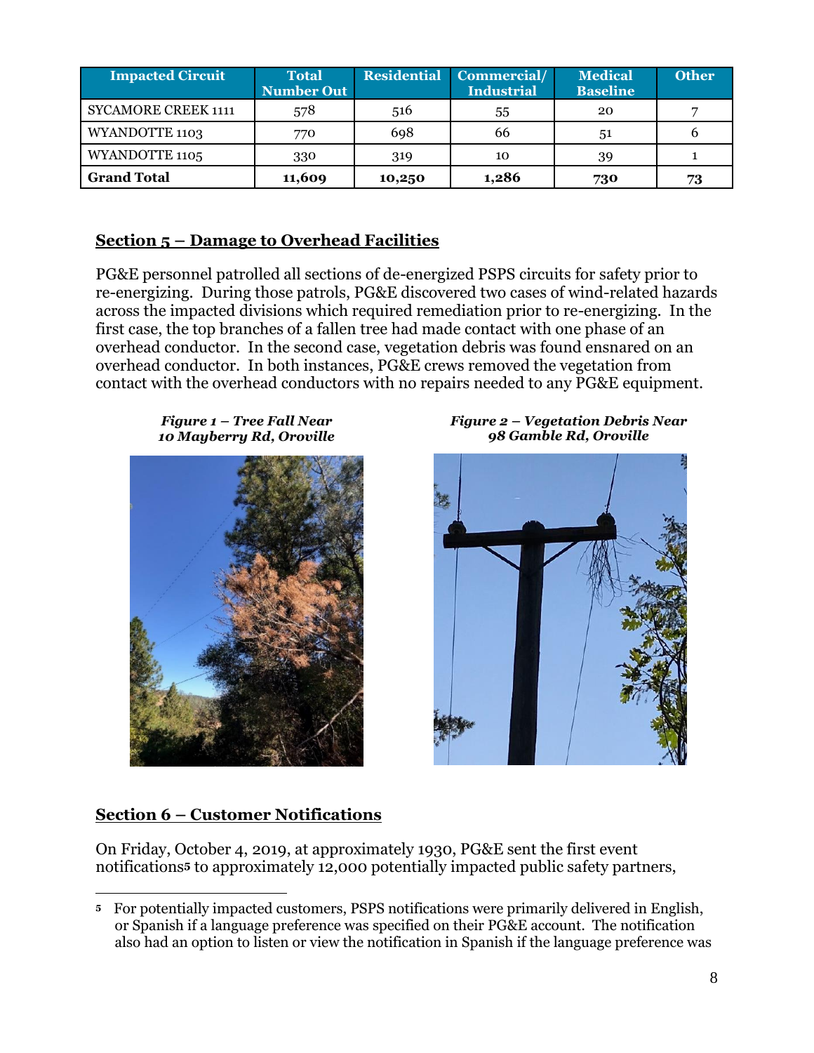| Impacted Circuit | Total Number Out | Residential | Commercial/ Industrial | Medical Baseline | Other |
|---|---|---|---|---|---|
| SYCAMORE CREEK 1111 | 578 | 516 | 55 | 20 | 7 |
| WYANDOTTE 1103 | 770 | 698 | 66 | 51 | 6 |
| WYANDOTTE 1105 | 330 | 319 | 10 | 39 | 1 |
| **Grand Total** | **11,609** | **10,250** | **1,286** | **730** | **73** |

## Section 5 – Damage to Overhead Facilities

PG&E personnel patrolled all sections of de-energized PSPS circuits for safety prior to re-energizing. During those patrols, PG&E discovered two cases of wind-related hazards across the impacted divisions which required remediation prior to re-energizing. In the first case, the top branches of a fallen tree had made contact with one phase of an overhead conductor. In the second case, vegetation debris was found ensnared on an overhead conductor. In both instances, PG&E crews removed the vegetation from contact with the overhead conductors with no repairs needed to any PG&E equipment.

***Figure 1 – Tree Fall Near 10 Mayberry Rd, Oroville***

***Figure 2 – Vegetation Debris Near 98 Gamble Rd, Oroville***

## Section 6 – Customer Notifications

On Friday, October 4, 2019, at approximately 1930, PG&E sent the first event notifications[5] to approximately 12,000 potentially impacted public safety partners,

[5] For potentially impacted customers, PSPS notifications were primarily delivered in English, or Spanish if a language preference was specified on their PG&E account. The notification also had an option to listen or view the notification in Spanish if the language preference was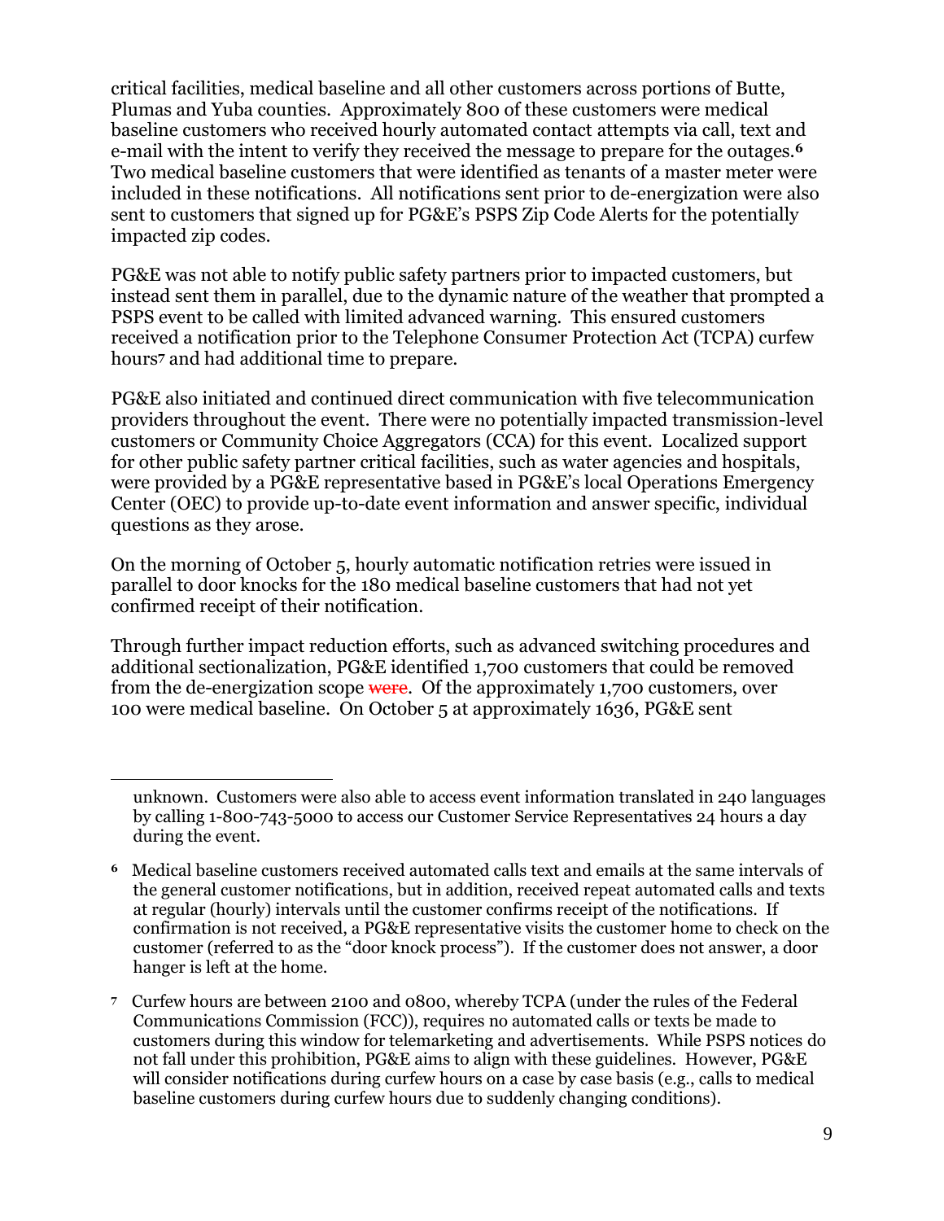critical facilities, medical baseline and all other customers across portions of Butte, Plumas and Yuba counties. Approximately 800 of these customers were medical baseline customers who received hourly automated contact attempts via call, text and e-mail with the intent to verify they received the message to prepare for the outages.[6] Two medical baseline customers that were identified as tenants of a master meter were included in these notifications. All notifications sent prior to de-energization were also sent to customers that signed up for PG&E's PSPS Zip Code Alerts for the potentially impacted zip codes.

PG&E was not able to notify public safety partners prior to impacted customers, but instead sent them in parallel, due to the dynamic nature of the weather that prompted a PSPS event to be called with limited advanced warning. This ensured customers received a notification prior to the Telephone Consumer Protection Act (TCPA) curfew hours[7] and had additional time to prepare.

PG&E also initiated and continued direct communication with five telecommunication providers throughout the event. There were no potentially impacted transmission-level customers or Community Choice Aggregators (CCA) for this event. Localized support for other public safety partner critical facilities, such as water agencies and hospitals, were provided by a PG&E representative based in PG&E's local Operations Emergency Center (OEC) to provide up-to-date event information and answer specific, individual questions as they arose.

On the morning of October 5, hourly automatic notification retries were issued in parallel to door knocks for the 180 medical baseline customers that had not yet confirmed receipt of their notification.

Through further impact reduction efforts, such as advanced switching procedures and additional sectionalization, PG&E identified 1,700 customers that could be removed from the de-energization scope ~~were~~. Of the approximately 1,700 customers, over 100 were medical baseline. On October 5 at approximately 1636, PG&E sent

---

unknown. Customers were also able to access event information translated in 240 languages by calling 1-800-743-5000 to access our Customer Service Representatives 24 hours a day during the event.

[6] Medical baseline customers received automated calls text and emails at the same intervals of the general customer notifications, but in addition, received repeat automated calls and texts at regular (hourly) intervals until the customer confirms receipt of the notifications. If confirmation is not received, a PG&E representative visits the customer home to check on the customer (referred to as the "door knock process"). If the customer does not answer, a door hanger is left at the home.

[7] Curfew hours are between 2100 and 0800, whereby TCPA (under the rules of the Federal Communications Commission (FCC)), requires no automated calls or texts be made to customers during this window for telemarketing and advertisements. While PSPS notices do not fall under this prohibition, PG&E aims to align with these guidelines. However, PG&E will consider notifications during curfew hours on a case by case basis (e.g., calls to medical baseline customers during curfew hours due to suddenly changing conditions).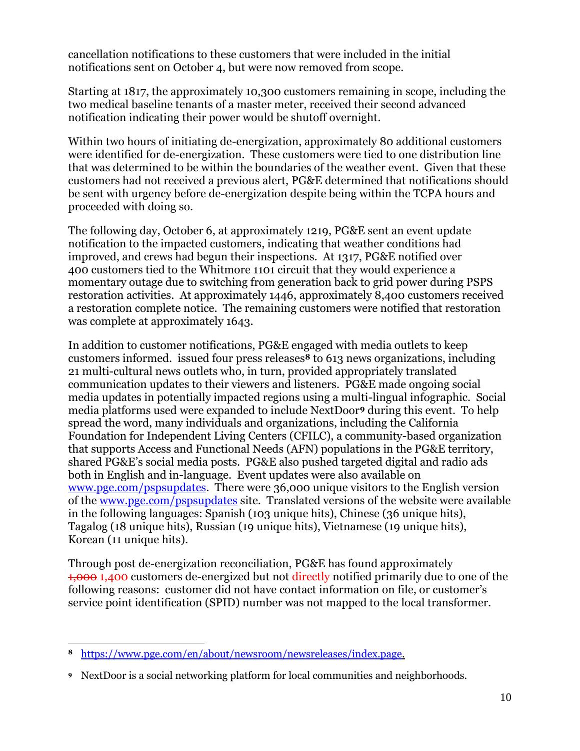cancellation notifications to these customers that were included in the initial notifications sent on October 4, but were now removed from scope.

Starting at 1817, the approximately 10,300 customers remaining in scope, including the two medical baseline tenants of a master meter, received their second advanced notification indicating their power would be shutoff overnight.

Within two hours of initiating de-energization, approximately 80 additional customers were identified for de-energization. These customers were tied to one distribution line that was determined to be within the boundaries of the weather event. Given that these customers had not received a previous alert, PG&E determined that notifications should be sent with urgency before de-energization despite being within the TCPA hours and proceeded with doing so.

The following day, October 6, at approximately 1219, PG&E sent an event update notification to the impacted customers, indicating that weather conditions had improved, and crews had begun their inspections. At 1317, PG&E notified over 400 customers tied to the Whitmore 1101 circuit that they would experience a momentary outage due to switching from generation back to grid power during PSPS restoration activities. At approximately 1446, approximately 8,400 customers received a restoration complete notice. The remaining customers were notified that restoration was complete at approximately 1643.

In addition to customer notifications, PG&E engaged with media outlets to keep customers informed. issued four press releases[8] to 613 news organizations, including 21 multi-cultural news outlets who, in turn, provided appropriately translated communication updates to their viewers and listeners. PG&E made ongoing social media updates in potentially impacted regions using a multi-lingual infographic. Social media platforms used were expanded to include NextDoor[9] during this event. To help spread the word, many individuals and organizations, including the California Foundation for Independent Living Centers (CFILC), a community-based organization that supports Access and Functional Needs (AFN) populations in the PG&E territory, shared PG&E's social media posts. PG&E also pushed targeted digital and radio ads both in English and in-language. Event updates were also available on www.pge.com/pspsupdates. There were 36,000 unique visitors to the English version of the www.pge.com/pspsupdates site. Translated versions of the website were available in the following languages: Spanish (103 unique hits), Chinese (36 unique hits), Tagalog (18 unique hits), Russian (19 unique hits), Vietnamese (19 unique hits), Korean (11 unique hits).

Through post de-energization reconciliation, PG&E has found approximately ~~1,000~~ 1,400 customers de-energized but not directly notified primarily due to one of the following reasons: customer did not have contact information on file, or customer's service point identification (SPID) number was not mapped to the local transformer.

[8] https://www.pge.com/en/about/newsroom/newsreleases/index.page.

[9] NextDoor is a social networking platform for local communities and neighborhoods.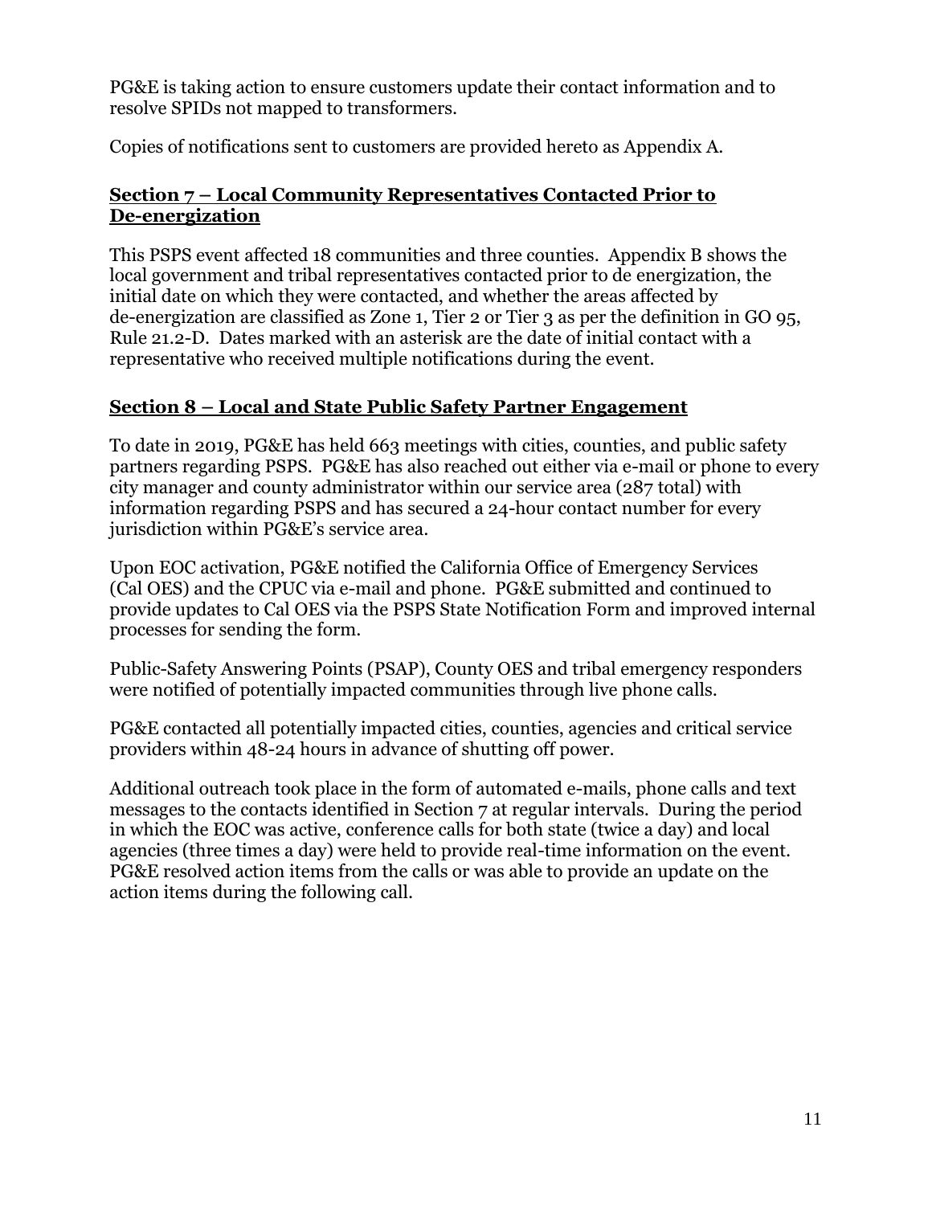PG&E is taking action to ensure customers update their contact information and to resolve SPIDs not mapped to transformers.

Copies of notifications sent to customers are provided hereto as Appendix A.

## Section 7 – Local Community Representatives Contacted Prior to De-energization

This PSPS event affected 18 communities and three counties. Appendix B shows the local government and tribal representatives contacted prior to de energization, the initial date on which they were contacted, and whether the areas affected by de-energization are classified as Zone 1, Tier 2 or Tier 3 as per the definition in GO 95, Rule 21.2-D. Dates marked with an asterisk are the date of initial contact with a representative who received multiple notifications during the event.

## Section 8 – Local and State Public Safety Partner Engagement

To date in 2019, PG&E has held 663 meetings with cities, counties, and public safety partners regarding PSPS. PG&E has also reached out either via e-mail or phone to every city manager and county administrator within our service area (287 total) with information regarding PSPS and has secured a 24-hour contact number for every jurisdiction within PG&E's service area.

Upon EOC activation, PG&E notified the California Office of Emergency Services (Cal OES) and the CPUC via e-mail and phone. PG&E submitted and continued to provide updates to Cal OES via the PSPS State Notification Form and improved internal processes for sending the form.

Public-Safety Answering Points (PSAP), County OES and tribal emergency responders were notified of potentially impacted communities through live phone calls.

PG&E contacted all potentially impacted cities, counties, agencies and critical service providers within 48-24 hours in advance of shutting off power.

Additional outreach took place in the form of automated e-mails, phone calls and text messages to the contacts identified in Section 7 at regular intervals. During the period in which the EOC was active, conference calls for both state (twice a day) and local agencies (three times a day) were held to provide real-time information on the event. PG&E resolved action items from the calls or was able to provide an update on the action items during the following call.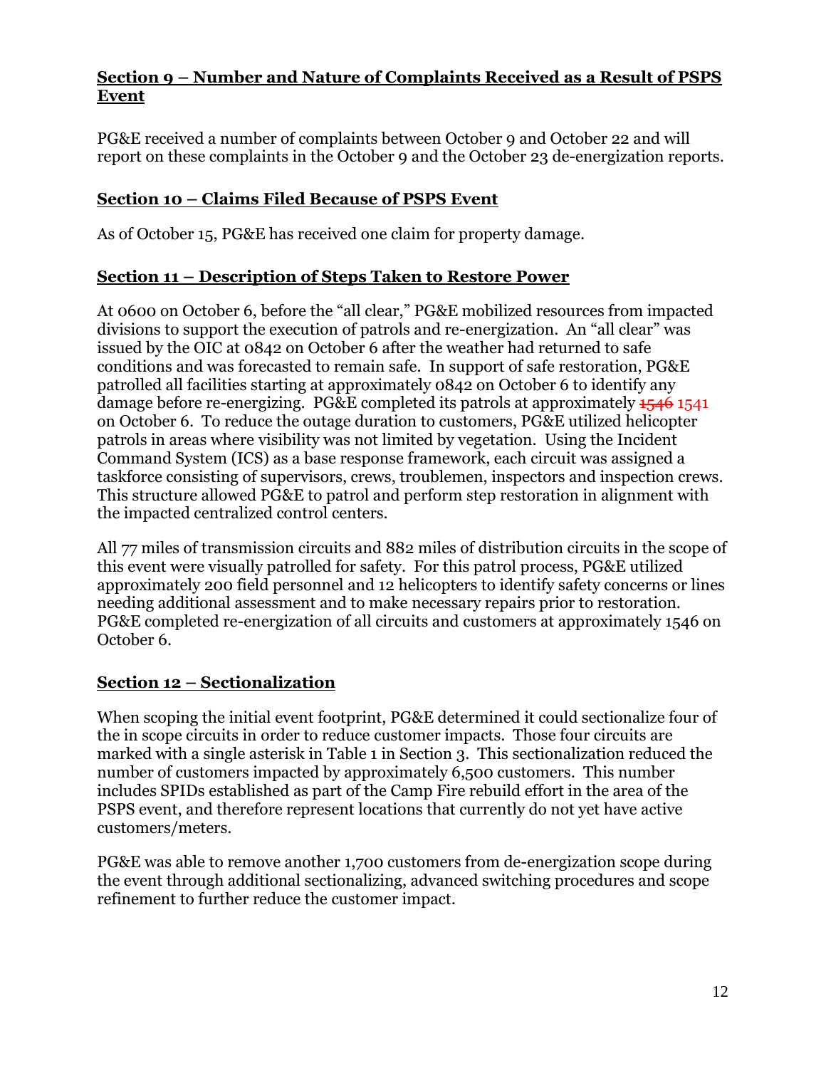## Section 9 – Number and Nature of Complaints Received as a Result of PSPS Event

PG&E received a number of complaints between October 9 and October 22 and will report on these complaints in the October 9 and the October 23 de-energization reports.

## Section 10 – Claims Filed Because of PSPS Event

As of October 15, PG&E has received one claim for property damage.

## Section 11 – Description of Steps Taken to Restore Power

At 0600 on October 6, before the "all clear," PG&E mobilized resources from impacted divisions to support the execution of patrols and re-energization. An "all clear" was issued by the OIC at 0842 on October 6 after the weather had returned to safe conditions and was forecasted to remain safe. In support of safe restoration, PG&E patrolled all facilities starting at approximately 0842 on October 6 to identify any damage before re-energizing. PG&E completed its patrols at approximately ~~1546~~ 1541 on October 6. To reduce the outage duration to customers, PG&E utilized helicopter patrols in areas where visibility was not limited by vegetation. Using the Incident Command System (ICS) as a base response framework, each circuit was assigned a taskforce consisting of supervisors, crews, troublemen, inspectors and inspection crews. This structure allowed PG&E to patrol and perform step restoration in alignment with the impacted centralized control centers.

All 77 miles of transmission circuits and 882 miles of distribution circuits in the scope of this event were visually patrolled for safety. For this patrol process, PG&E utilized approximately 200 field personnel and 12 helicopters to identify safety concerns or lines needing additional assessment and to make necessary repairs prior to restoration. PG&E completed re-energization of all circuits and customers at approximately 1546 on October 6.

## Section 12 – Sectionalization

When scoping the initial event footprint, PG&E determined it could sectionalize four of the in scope circuits in order to reduce customer impacts. Those four circuits are marked with a single asterisk in Table 1 in Section 3. This sectionalization reduced the number of customers impacted by approximately 6,500 customers. This number includes SPIDs established as part of the Camp Fire rebuild effort in the area of the PSPS event, and therefore represent locations that currently do not yet have active customers/meters.

PG&E was able to remove another 1,700 customers from de-energization scope during the event through additional sectionalizing, advanced switching procedures and scope refinement to further reduce the customer impact.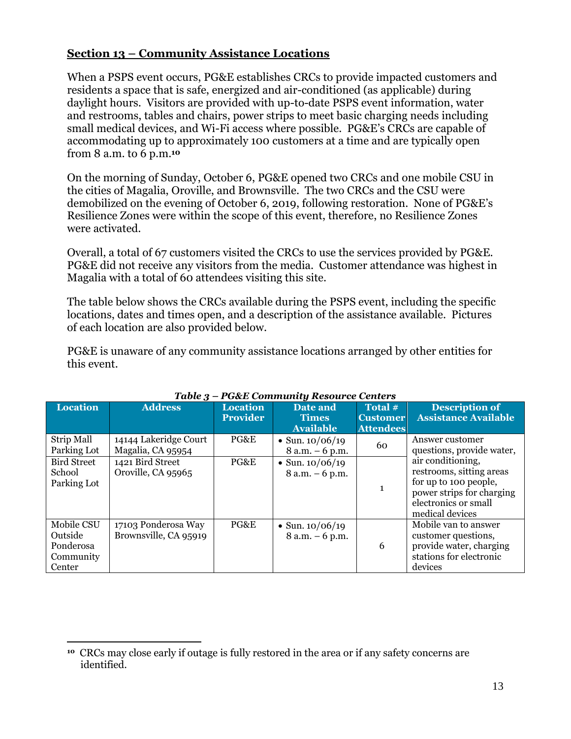## Section 13 – Community Assistance Locations

When a PSPS event occurs, PG&E establishes CRCs to provide impacted customers and residents a space that is safe, energized and air-conditioned (as applicable) during daylight hours. Visitors are provided with up-to-date PSPS event information, water and restrooms, tables and chairs, power strips to meet basic charging needs including small medical devices, and Wi-Fi access where possible. PG&E's CRCs are capable of accommodating up to approximately 100 customers at a time and are typically open from 8 a.m. to 6 p.m.[10]

On the morning of Sunday, October 6, PG&E opened two CRCs and one mobile CSU in the cities of Magalia, Oroville, and Brownsville. The two CRCs and the CSU were demobilized on the evening of October 6, 2019, following restoration. None of PG&E's Resilience Zones were within the scope of this event, therefore, no Resilience Zones were activated.

Overall, a total of 67 customers visited the CRCs to use the services provided by PG&E. PG&E did not receive any visitors from the media. Customer attendance was highest in Magalia with a total of 60 attendees visiting this site.

The table below shows the CRCs available during the PSPS event, including the specific locations, dates and times open, and a description of the assistance available. Pictures of each location are also provided below.

PG&E is unaware of any community assistance locations arranged by other entities for this event.

*Table 3 – PG&E Community Resource Centers*

| Location | Address | Location Provider | Date and Times Available | Total # Customer Attendees | Description of Assistance Available |
|---|---|---|---|---|---|
| Strip Mall Parking Lot | 14144 Lakeridge Court Magalia, CA 95954 | PG&E | • Sun. 10/06/19 8 a.m. – 6 p.m. | 60 | Answer customer questions, provide water, air conditioning, restrooms, sitting areas for up to 100 people, power strips for charging electronics or small medical devices |
| Bird Street School Parking Lot | 1421 Bird Street Oroville, CA 95965 | PG&E | • Sun. 10/06/19 8 a.m. – 6 p.m. | 1 | |
| Mobile CSU Outside Ponderosa Community Center | 17103 Ponderosa Way Brownsville, CA 95919 | PG&E | • Sun. 10/06/19 8 a.m. – 6 p.m. | 6 | Mobile van to answer customer questions, provide water, charging stations for electronic devices |

[10] CRCs may close early if outage is fully restored in the area or if any safety concerns are identified.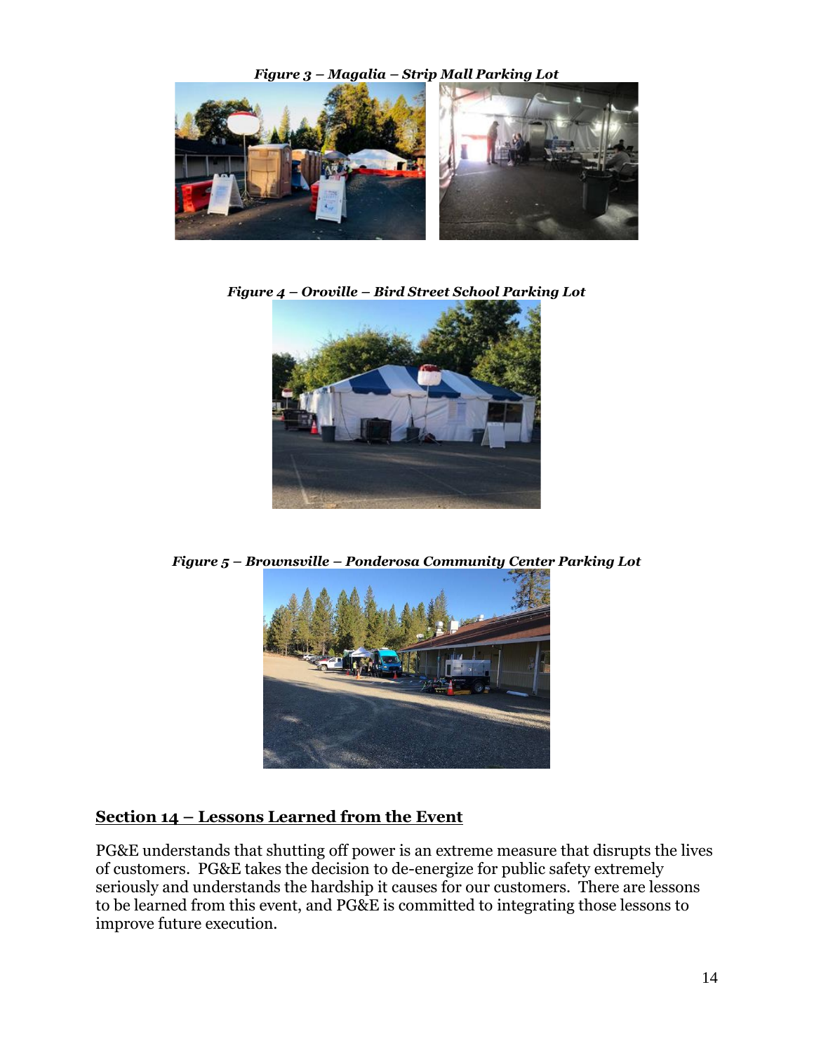*Figure 3 – Magalia – Strip Mall Parking Lot*

*Figure 4 – Oroville – Bird Street School Parking Lot*

*Figure 5 – Brownsville – Ponderosa Community Center Parking Lot*

## Section 14 – Lessons Learned from the Event

PG&E understands that shutting off power is an extreme measure that disrupts the lives of customers. PG&E takes the decision to de-energize for public safety extremely seriously and understands the hardship it causes for our customers. There are lessons to be learned from this event, and PG&E is committed to integrating those lessons to improve future execution.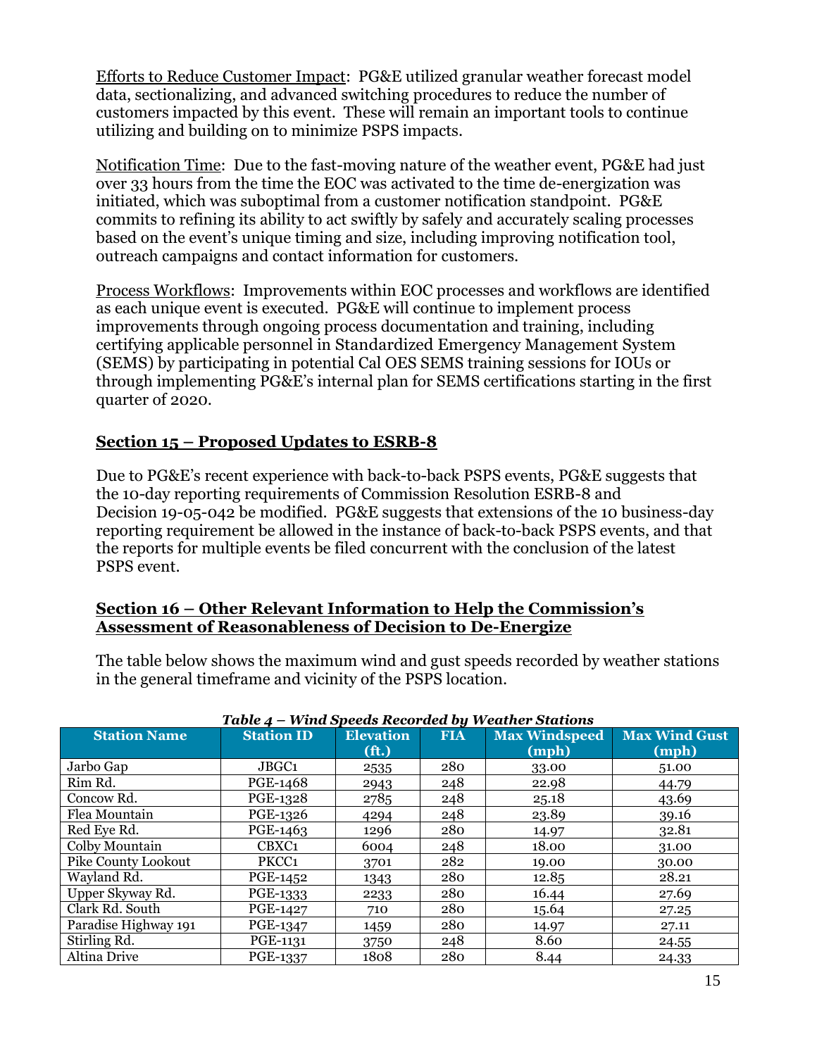Efforts to Reduce Customer Impact: PG&E utilized granular weather forecast model data, sectionalizing, and advanced switching procedures to reduce the number of customers impacted by this event. These will remain an important tools to continue utilizing and building on to minimize PSPS impacts.

Notification Time: Due to the fast-moving nature of the weather event, PG&E had just over 33 hours from the time the EOC was activated to the time de-energization was initiated, which was suboptimal from a customer notification standpoint. PG&E commits to refining its ability to act swiftly by safely and accurately scaling processes based on the event's unique timing and size, including improving notification tool, outreach campaigns and contact information for customers.

Process Workflows: Improvements within EOC processes and workflows are identified as each unique event is executed. PG&E will continue to implement process improvements through ongoing process documentation and training, including certifying applicable personnel in Standardized Emergency Management System (SEMS) by participating in potential Cal OES SEMS training sessions for IOUs or through implementing PG&E's internal plan for SEMS certifications starting in the first quarter of 2020.

## Section 15 – Proposed Updates to ESRB-8

Due to PG&E's recent experience with back-to-back PSPS events, PG&E suggests that the 10-day reporting requirements of Commission Resolution ESRB-8 and Decision 19-05-042 be modified. PG&E suggests that extensions of the 10 business-day reporting requirement be allowed in the instance of back-to-back PSPS events, and that the reports for multiple events be filed concurrent with the conclusion of the latest PSPS event.

## Section 16 – Other Relevant Information to Help the Commission's Assessment of Reasonableness of Decision to De-Energize

The table below shows the maximum wind and gust speeds recorded by weather stations in the general timeframe and vicinity of the PSPS location.

***Table 4 – Wind Speeds Recorded by Weather Stations***

| Station Name | Station ID | Elevation (ft.) | FIA | Max Windspeed (mph) | Max Wind Gust (mph) |
|---|---|---|---|---|---|
| Jarbo Gap | JBGC1 | 2535 | 280 | 33.00 | 51.00 |
| Rim Rd. | PGE-1468 | 2943 | 248 | 22.98 | 44.79 |
| Concow Rd. | PGE-1328 | 2785 | 248 | 25.18 | 43.69 |
| Flea Mountain | PGE-1326 | 4294 | 248 | 23.89 | 39.16 |
| Red Eye Rd. | PGE-1463 | 1296 | 280 | 14.97 | 32.81 |
| Colby Mountain | CBXC1 | 6004 | 248 | 18.00 | 31.00 |
| Pike County Lookout | PKCC1 | 3701 | 282 | 19.00 | 30.00 |
| Wayland Rd. | PGE-1452 | 1343 | 280 | 12.85 | 28.21 |
| Upper Skyway Rd. | PGE-1333 | 2233 | 280 | 16.44 | 27.69 |
| Clark Rd. South | PGE-1427 | 710 | 280 | 15.64 | 27.25 |
| Paradise Highway 191 | PGE-1347 | 1459 | 280 | 14.97 | 27.11 |
| Stirling Rd. | PGE-1131 | 3750 | 248 | 8.60 | 24.55 |
| Altina Drive | PGE-1337 | 1808 | 280 | 8.44 | 24.33 |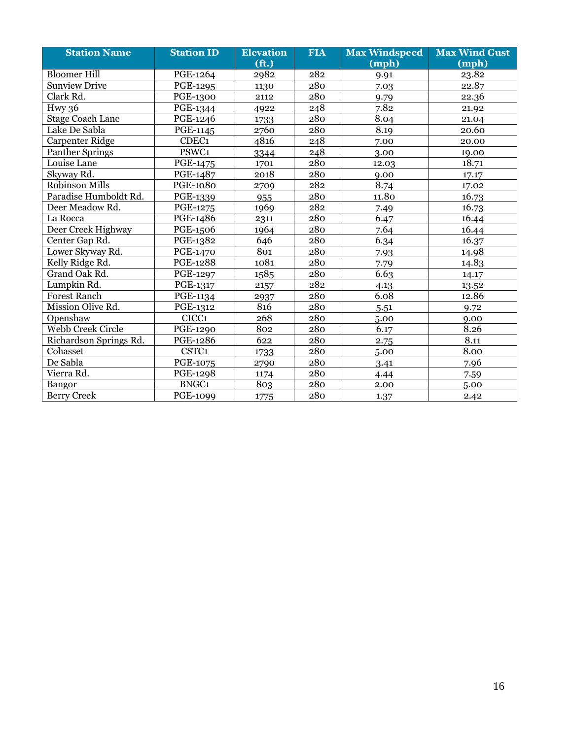| Station Name | Station ID | Elevation (ft.) | FIA | Max Windspeed (mph) | Max Wind Gust (mph) |
|---|---|---|---|---|---|
| Bloomer Hill | PGE-1264 | 2982 | 282 | 9.91 | 23.82 |
| Sunview Drive | PGE-1295 | 1130 | 280 | 7.03 | 22.87 |
| Clark Rd. | PGE-1300 | 2112 | 280 | 9.79 | 22.36 |
| Hwy 36 | PGE-1344 | 4922 | 248 | 7.82 | 21.92 |
| Stage Coach Lane | PGE-1246 | 1733 | 280 | 8.04 | 21.04 |
| Lake De Sabla | PGE-1145 | 2760 | 280 | 8.19 | 20.60 |
| Carpenter Ridge | CDEC1 | 4816 | 248 | 7.00 | 20.00 |
| Panther Springs | PSWC1 | 3344 | 248 | 3.00 | 19.00 |
| Louise Lane | PGE-1475 | 1701 | 280 | 12.03 | 18.71 |
| Skyway Rd. | PGE-1487 | 2018 | 280 | 9.00 | 17.17 |
| Robinson Mills | PGE-1080 | 2709 | 282 | 8.74 | 17.02 |
| Paradise Humboldt Rd. | PGE-1339 | 955 | 280 | 11.80 | 16.73 |
| Deer Meadow Rd. | PGE-1275 | 1969 | 282 | 7.49 | 16.73 |
| La Rocca | PGE-1486 | 2311 | 280 | 6.47 | 16.44 |
| Deer Creek Highway | PGE-1506 | 1964 | 280 | 7.64 | 16.44 |
| Center Gap Rd. | PGE-1382 | 646 | 280 | 6.34 | 16.37 |
| Lower Skyway Rd. | PGE-1470 | 801 | 280 | 7.93 | 14.98 |
| Kelly Ridge Rd. | PGE-1288 | 1081 | 280 | 7.79 | 14.83 |
| Grand Oak Rd. | PGE-1297 | 1585 | 280 | 6.63 | 14.17 |
| Lumpkin Rd. | PGE-1317 | 2157 | 282 | 4.13 | 13.52 |
| Forest Ranch | PGE-1134 | 2937 | 280 | 6.08 | 12.86 |
| Mission Olive Rd. | PGE-1312 | 816 | 280 | 5.51 | 9.72 |
| Openshaw | CICC1 | 268 | 280 | 5.00 | 9.00 |
| Webb Creek Circle | PGE-1290 | 802 | 280 | 6.17 | 8.26 |
| Richardson Springs Rd. | PGE-1286 | 622 | 280 | 2.75 | 8.11 |
| Cohasset | CSTC1 | 1733 | 280 | 5.00 | 8.00 |
| De Sabla | PGE-1075 | 2790 | 280 | 3.41 | 7.96 |
| Vierra Rd. | PGE-1298 | 1174 | 280 | 4.44 | 7.59 |
| Bangor | BNGC1 | 803 | 280 | 2.00 | 5.00 |
| Berry Creek | PGE-1099 | 1775 | 280 | 1.37 | 2.42 |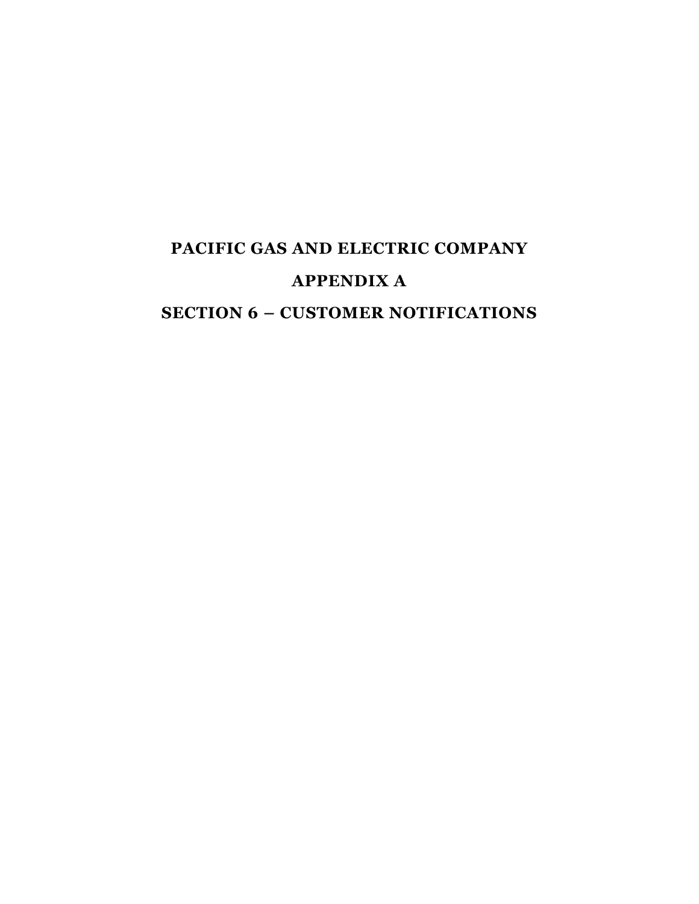# PACIFIC GAS AND ELECTRIC COMPANY

# APPENDIX A

# SECTION 6 – CUSTOMER NOTIFICATIONS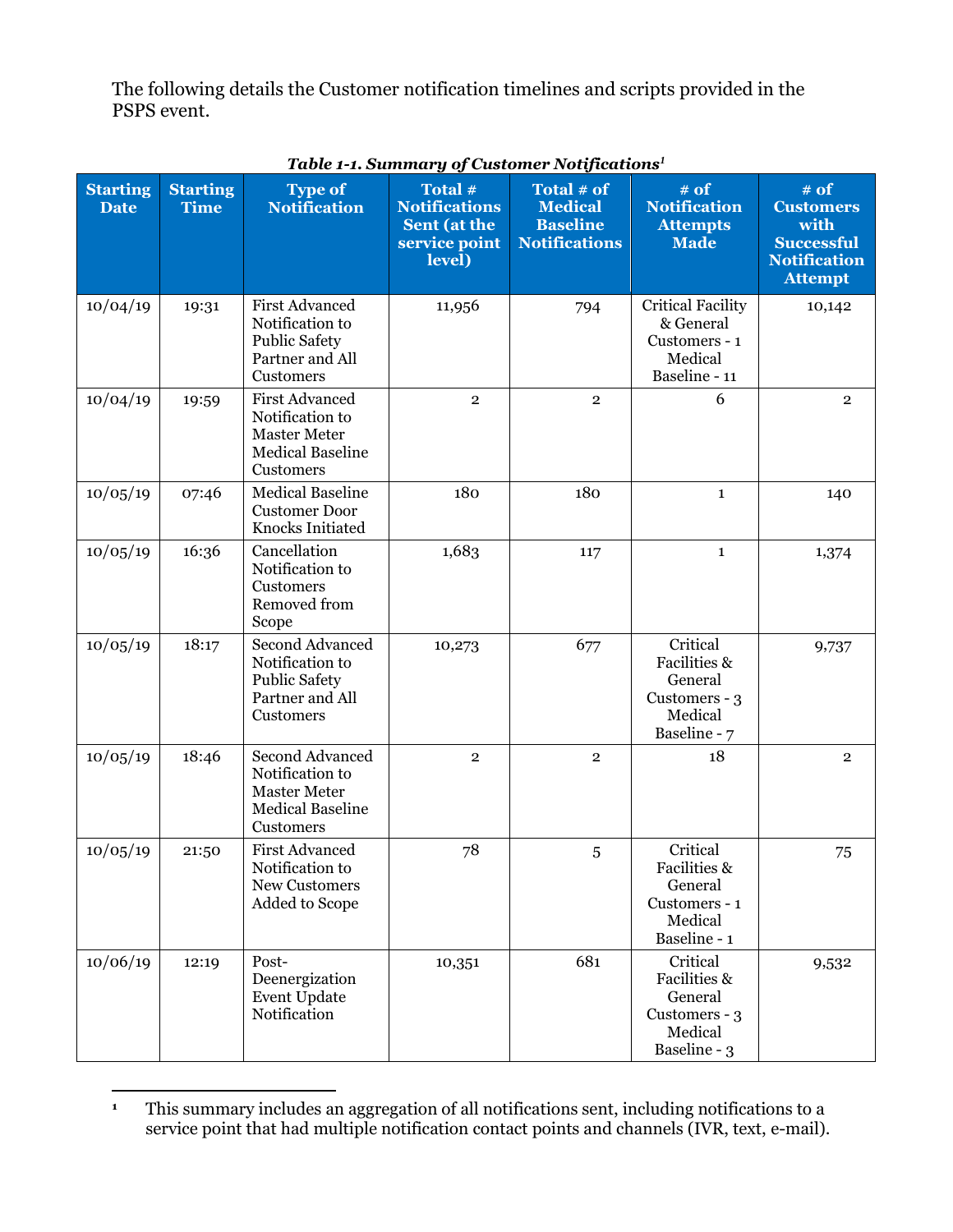The following details the Customer notification timelines and scripts provided in the PSPS event.

***Table 1-1. Summary of Customer Notifications*[1]**

| Starting Date | Starting Time | Type of Notification | Total # Notifications Sent (at the service point level) | Total # of Medical Baseline Notifications | # of Notification Attempts Made | # of Customers with Successful Notification Attempt |
|---|---|---|---|---|---|---|
| 10/04/19 | 19:31 | First Advanced Notification to Public Safety Partner and All Customers | 11,956 | 794 | Critical Facility & General Customers - 1 Medical Baseline - 11 | 10,142 |
| 10/04/19 | 19:59 | First Advanced Notification to Master Meter Medical Baseline Customers | 2 | 2 | 6 | 2 |
| 10/05/19 | 07:46 | Medical Baseline Customer Door Knocks Initiated | 180 | 180 | 1 | 140 |
| 10/05/19 | 16:36 | Cancellation Notification to Customers Removed from Scope | 1,683 | 117 | 1 | 1,374 |
| 10/05/19 | 18:17 | Second Advanced Notification to Public Safety Partner and All Customers | 10,273 | 677 | Critical Facilities & General Customers - 3 Medical Baseline - 7 | 9,737 |
| 10/05/19 | 18:46 | Second Advanced Notification to Master Meter Medical Baseline Customers | 2 | 2 | 18 | 2 |
| 10/05/19 | 21:50 | First Advanced Notification to New Customers Added to Scope | 78 | 5 | Critical Facilities & General Customers - 1 Medical Baseline - 1 | 75 |
| 10/06/19 | 12:19 | Post-Deenergization Event Update Notification | 10,351 | 681 | Critical Facilities & General Customers - 3 Medical Baseline - 3 | 9,532 |

[1] This summary includes an aggregation of all notifications sent, including notifications to a service point that had multiple notification contact points and channels (IVR, text, e-mail).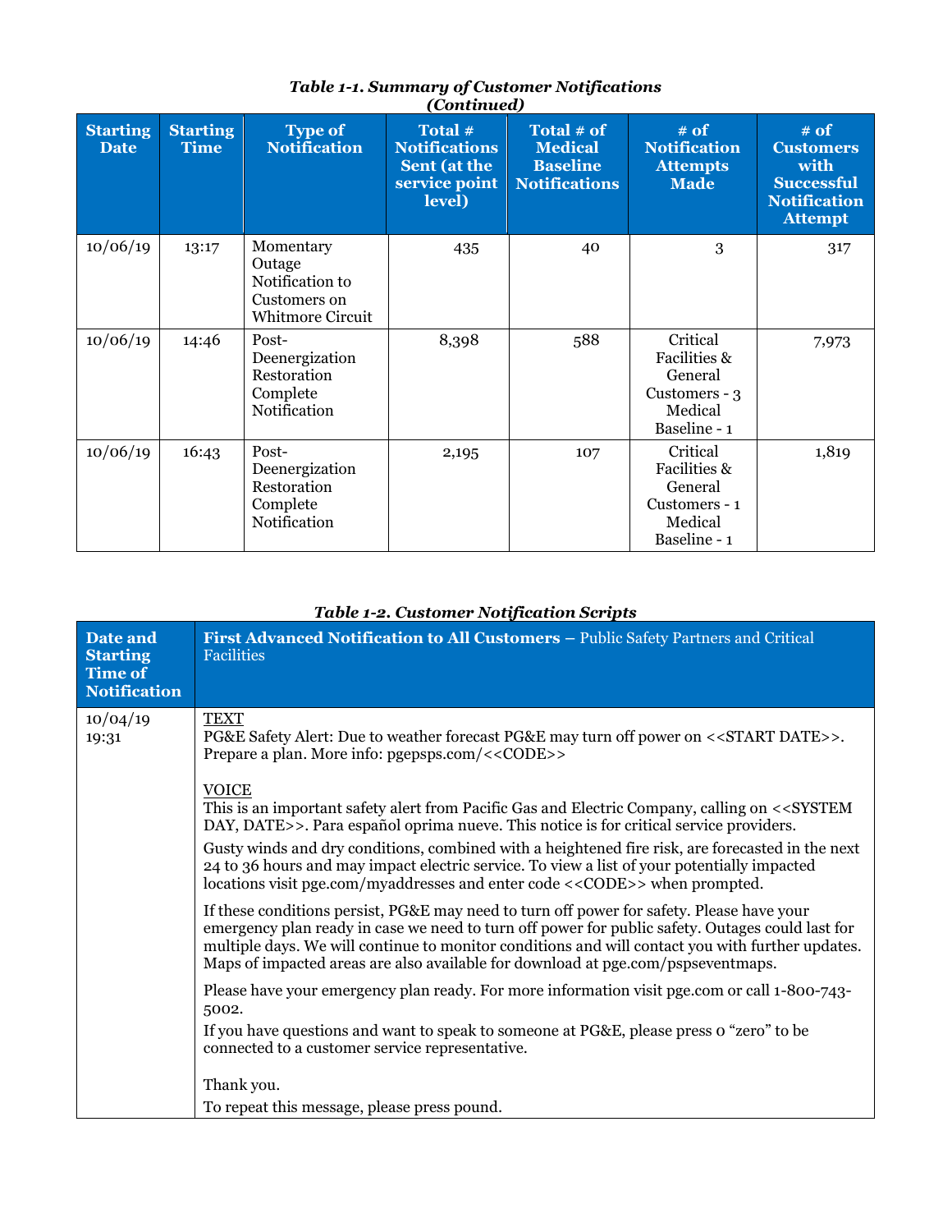***Table 1-1. Summary of Customer Notifications (Continued)***

| Starting Date | Starting Time | Type of Notification | Total # Notifications Sent (at the service point level) | Total # of Medical Baseline Notifications | # of Notification Attempts Made | # of Customers with Successful Notification Attempt |
|---|---|---|---|---|---|---|
| 10/06/19 | 13:17 | Momentary Outage Notification to Customers on Whitmore Circuit | 435 | 40 | 3 | 317 |
| 10/06/19 | 14:46 | Post-Deenergization Restoration Complete Notification | 8,398 | 588 | Critical Facilities & General Customers - 3 Medical Baseline - 1 | 7,973 |
| 10/06/19 | 16:43 | Post-Deenergization Restoration Complete Notification | 2,195 | 107 | Critical Facilities & General Customers - 1 Medical Baseline - 1 | 1,819 |

***Table 1-2. Customer Notification Scripts***

| Date and Starting Time of Notification | **First Advanced Notification to All Customers** – Public Safety Partners and Critical Facilities |
|---|---|
| 10/04/19 19:31 | TEXT<br>PG&E Safety Alert: Due to weather forecast PG&E may turn off power on <<START DATE>>. Prepare a plan. More info: pgepsps.com/<<CODE>><br><br>VOICE<br>This is an important safety alert from Pacific Gas and Electric Company, calling on <<SYSTEM DAY, DATE>>. Para español oprima nueve. This notice is for critical service providers.<br><br>Gusty winds and dry conditions, combined with a heightened fire risk, are forecasted in the next 24 to 36 hours and may impact electric service. To view a list of your potentially impacted locations visit pge.com/myaddresses and enter code <<CODE>> when prompted.<br><br>If these conditions persist, PG&E may need to turn off power for safety. Please have your emergency plan ready in case we need to turn off power for public safety. Outages could last for multiple days. We will continue to monitor conditions and will contact you with further updates. Maps of impacted areas are also available for download at pge.com/pspseventmaps.<br><br>Please have your emergency plan ready. For more information visit pge.com or call 1-800-743-5002.<br><br>If you have questions and want to speak to someone at PG&E, please press 0 "zero" to be connected to a customer service representative.<br><br>Thank you.<br>To repeat this message, please press pound. |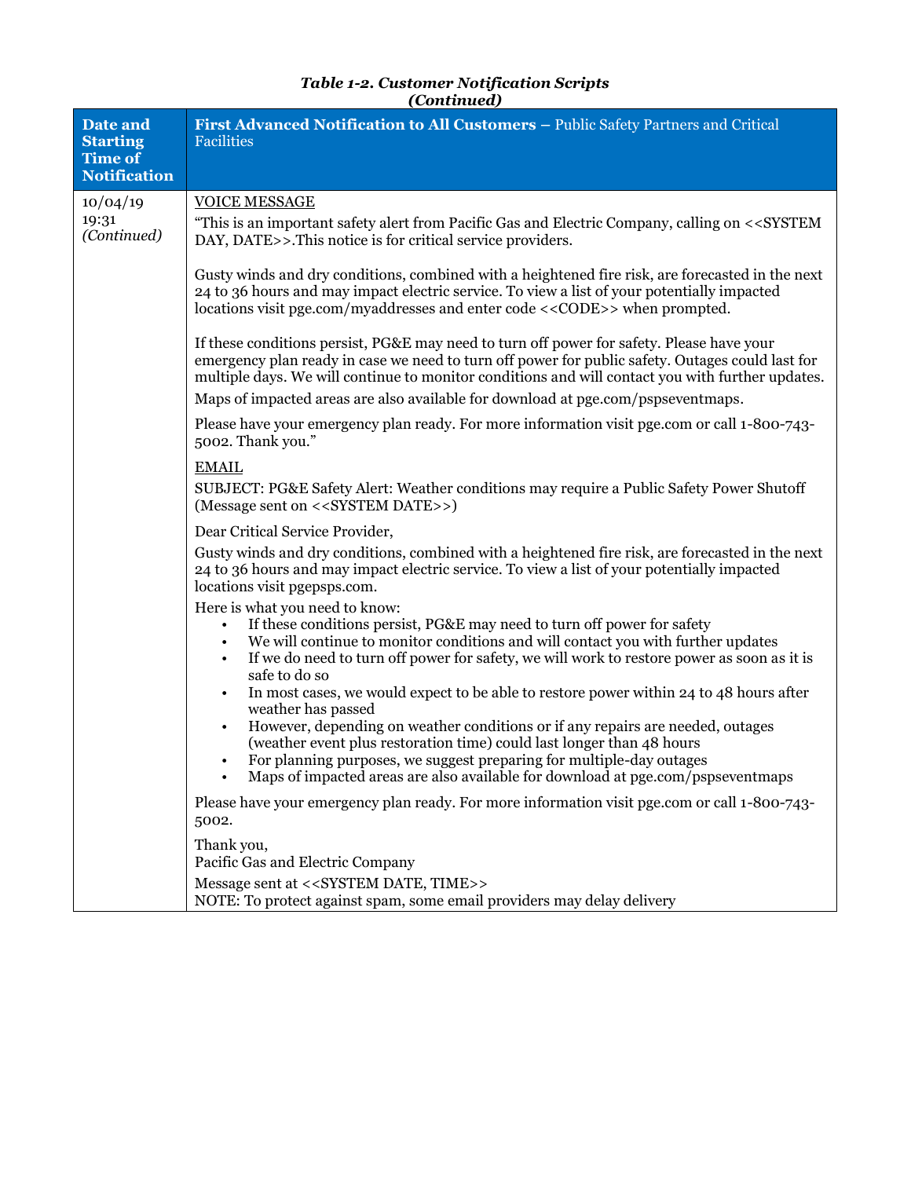***Table 1-2. Customer Notification Scripts (Continued)***

| Date and Starting Time of Notification | First Advanced Notification to All Customers – Public Safety Partners and Critical Facilities |
|---|---|
| 10/04/19 19:31 *(Continued)* | VOICE MESSAGE<br>"This is an important safety alert from Pacific Gas and Electric Company, calling on <<SYSTEM DAY, DATE>>.This notice is for critical service providers.<br><br>Gusty winds and dry conditions, combined with a heightened fire risk, are forecasted in the next 24 to 36 hours and may impact electric service. To view a list of your potentially impacted locations visit pge.com/myaddresses and enter code <<CODE>> when prompted.<br><br>If these conditions persist, PG&E may need to turn off power for safety. Please have your emergency plan ready in case we need to turn off power for public safety. Outages could last for multiple days. We will continue to monitor conditions and will contact you with further updates.<br>Maps of impacted areas are also available for download at pge.com/pspseventmaps.<br><br>Please have your emergency plan ready. For more information visit pge.com or call 1-800-743-5002. Thank you."<br><br>EMAIL<br>SUBJECT: PG&E Safety Alert: Weather conditions may require a Public Safety Power Shutoff (Message sent on <<SYSTEM DATE>>)<br><br>Dear Critical Service Provider,<br>Gusty winds and dry conditions, combined with a heightened fire risk, are forecasted in the next 24 to 36 hours and may impact electric service. To view a list of your potentially impacted locations visit pgepsps.com.<br>Here is what you need to know:<br>• If these conditions persist, PG&E may need to turn off power for safety<br>• We will continue to monitor conditions and will contact you with further updates<br>• If we do need to turn off power for safety, we will work to restore power as soon as it is safe to do so<br>• In most cases, we would expect to be able to restore power within 24 to 48 hours after weather has passed<br>• However, depending on weather conditions or if any repairs are needed, outages (weather event plus restoration time) could last longer than 48 hours<br>• For planning purposes, we suggest preparing for multiple-day outages<br>• Maps of impacted areas are also available for download at pge.com/pspseventmaps<br><br>Please have your emergency plan ready. For more information visit pge.com or call 1-800-743-5002.<br><br>Thank you,<br>Pacific Gas and Electric Company<br>Message sent at <<SYSTEM DATE, TIME>><br>NOTE: To protect against spam, some email providers may delay delivery |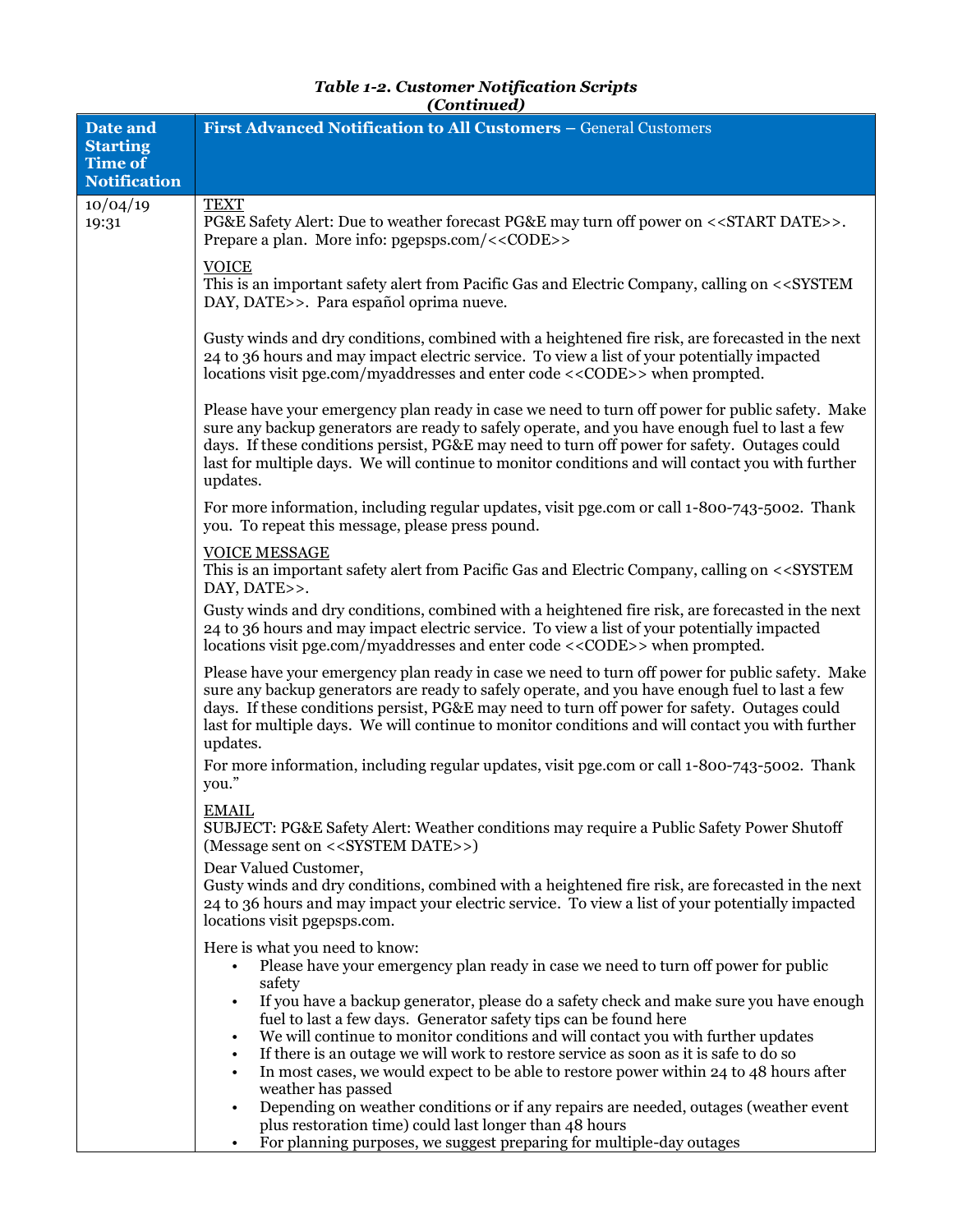***Table 1-2. Customer Notification Scripts***
***(Continued)***

| Date and Starting Time of Notification | First Advanced Notification to All Customers – General Customers |
|---|---|
| 10/04/19 19:31 | <u>TEXT</u><br>PG&E Safety Alert: Due to weather forecast PG&E may turn off power on <<START DATE>>. Prepare a plan. More info: pgepsps.com/<<CODE>><br><br><u>VOICE</u><br>This is an important safety alert from Pacific Gas and Electric Company, calling on <<SYSTEM DAY, DATE>>. Para español oprima nueve.<br><br>Gusty winds and dry conditions, combined with a heightened fire risk, are forecasted in the next 24 to 36 hours and may impact electric service. To view a list of your potentially impacted locations visit pge.com/myaddresses and enter code <<CODE>> when prompted.<br><br>Please have your emergency plan ready in case we need to turn off power for public safety. Make sure any backup generators are ready to safely operate, and you have enough fuel to last a few days. If these conditions persist, PG&E may need to turn off power for safety. Outages could last for multiple days. We will continue to monitor conditions and will contact you with further updates.<br><br>For more information, including regular updates, visit pge.com or call 1-800-743-5002. Thank you. To repeat this message, please press pound.<br><br><u>VOICE MESSAGE</u><br>This is an important safety alert from Pacific Gas and Electric Company, calling on <<SYSTEM DAY, DATE>>.<br><br>Gusty winds and dry conditions, combined with a heightened fire risk, are forecasted in the next 24 to 36 hours and may impact electric service. To view a list of your potentially impacted locations visit pge.com/myaddresses and enter code <<CODE>> when prompted.<br><br>Please have your emergency plan ready in case we need to turn off power for public safety. Make sure any backup generators are ready to safely operate, and you have enough fuel to last a few days. If these conditions persist, PG&E may need to turn off power for safety. Outages could last for multiple days. We will continue to monitor conditions and will contact you with further updates.<br><br>For more information, including regular updates, visit pge.com or call 1-800-743-5002. Thank you."<br><br><u>EMAIL</u><br>SUBJECT: PG&E Safety Alert: Weather conditions may require a Public Safety Power Shutoff (Message sent on <<SYSTEM DATE>>)<br><br>Dear Valued Customer,<br>Gusty winds and dry conditions, combined with a heightened fire risk, are forecasted in the next 24 to 36 hours and may impact your electric service. To view a list of your potentially impacted locations visit pgepsps.com.<br><br>Here is what you need to know:<br>• Please have your emergency plan ready in case we need to turn off power for public safety<br>• If you have a backup generator, please do a safety check and make sure you have enough fuel to last a few days. Generator safety tips can be found here<br>• We will continue to monitor conditions and will contact you with further updates<br>• If there is an outage we will work to restore service as soon as it is safe to do so<br>• In most cases, we would expect to be able to restore power within 24 to 48 hours after weather has passed<br>• Depending on weather conditions or if any repairs are needed, outages (weather event plus restoration time) could last longer than 48 hours<br>• For planning purposes, we suggest preparing for multiple-day outages |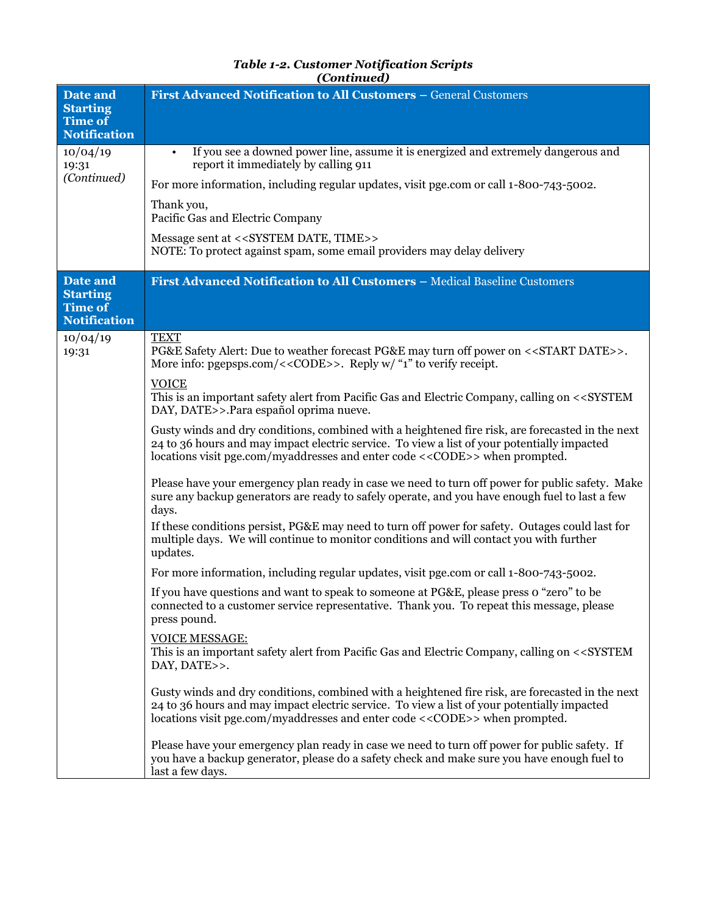*Table 1-2. Customer Notification Scripts*
*(Continued)*

| Date and Starting Time of Notification | **First Advanced Notification to All Customers** – General Customers |
|---|---|
| 10/04/19 19:31 *(Continued)* | • If you see a downed power line, assume it is energized and extremely dangerous and report it immediately by calling 911<br><br>For more information, including regular updates, visit pge.com or call 1-800-743-5002.<br><br>Thank you,<br>Pacific Gas and Electric Company<br><br>Message sent at <<SYSTEM DATE, TIME>><br>NOTE: To protect against spam, some email providers may delay delivery |
| **Date and Starting Time of Notification** | **First Advanced Notification to All Customers** – Medical Baseline Customers |
| 10/04/19 19:31 | TEXT<br>PG&E Safety Alert: Due to weather forecast PG&E may turn off power on <<START DATE>>. More info: pgepsps.com/<<CODE>>. Reply w/ "1" to verify receipt.<br><br>VOICE<br>This is an important safety alert from Pacific Gas and Electric Company, calling on <<SYSTEM DAY, DATE>>.Para español oprima nueve.<br><br>Gusty winds and dry conditions, combined with a heightened fire risk, are forecasted in the next 24 to 36 hours and may impact electric service. To view a list of your potentially impacted locations visit pge.com/myaddresses and enter code <<CODE>> when prompted.<br><br>Please have your emergency plan ready in case we need to turn off power for public safety. Make sure any backup generators are ready to safely operate, and you have enough fuel to last a few days.<br><br>If these conditions persist, PG&E may need to turn off power for safety. Outages could last for multiple days. We will continue to monitor conditions and will contact you with further updates.<br><br>For more information, including regular updates, visit pge.com or call 1-800-743-5002.<br><br>If you have questions and want to speak to someone at PG&E, please press 0 "zero" to be connected to a customer service representative. Thank you. To repeat this message, please press pound.<br><br>VOICE MESSAGE:<br>This is an important safety alert from Pacific Gas and Electric Company, calling on <<SYSTEM DAY, DATE>>.<br><br>Gusty winds and dry conditions, combined with a heightened fire risk, are forecasted in the next 24 to 36 hours and may impact electric service. To view a list of your potentially impacted locations visit pge.com/myaddresses and enter code <<CODE>> when prompted.<br><br>Please have your emergency plan ready in case we need to turn off power for public safety. If you have a backup generator, please do a safety check and make sure you have enough fuel to last a few days. |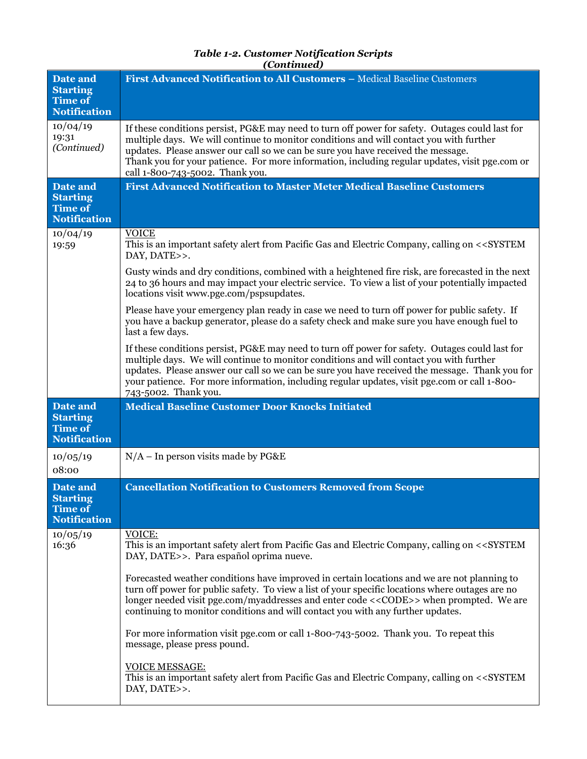***Table 1-2. Customer Notification Scripts***
***(Continued)***

| Date and Starting Time of Notification | **First Advanced Notification to All Customers –** Medical Baseline Customers |
|---|---|
| 10/04/19 19:31 *(Continued)* | If these conditions persist, PG&E may need to turn off power for safety. Outages could last for multiple days. We will continue to monitor conditions and will contact you with further updates. Please answer our call so we can be sure you have received the message. Thank you for your patience. For more information, including regular updates, visit pge.com or call 1-800-743-5002. Thank you. |
| **Date and Starting Time of Notification** | **First Advanced Notification to Master Meter Medical Baseline Customers** |
| 10/04/19 19:59 | VOICE<br>This is an important safety alert from Pacific Gas and Electric Company, calling on <<SYSTEM DAY, DATE>>.<br><br>Gusty winds and dry conditions, combined with a heightened fire risk, are forecasted in the next 24 to 36 hours and may impact your electric service. To view a list of your potentially impacted locations visit www.pge.com/pspsupdates.<br><br>Please have your emergency plan ready in case we need to turn off power for public safety. If you have a backup generator, please do a safety check and make sure you have enough fuel to last a few days.<br><br>If these conditions persist, PG&E may need to turn off power for safety. Outages could last for multiple days. We will continue to monitor conditions and will contact you with further updates. Please answer our call so we can be sure you have received the message. Thank you for your patience. For more information, including regular updates, visit pge.com or call 1-800-743-5002. Thank you. |
| **Date and Starting Time of Notification** | **Medical Baseline Customer Door Knocks Initiated** |
| 10/05/19 08:00 | N/A – In person visits made by PG&E |
| **Date and Starting Time of Notification** | **Cancellation Notification to Customers Removed from Scope** |
| 10/05/19 16:36 | VOICE:<br>This is an important safety alert from Pacific Gas and Electric Company, calling on <<SYSTEM DAY, DATE>>. Para español oprima nueve.<br><br>Forecasted weather conditions have improved in certain locations and we are not planning to turn off power for public safety. To view a list of your specific locations where outages are no longer needed visit pge.com/myaddresses and enter code <<CODE>> when prompted. We are continuing to monitor conditions and will contact you with any further updates.<br><br>For more information visit pge.com or call 1-800-743-5002. Thank you. To repeat this message, please press pound.<br><br>VOICE MESSAGE:<br>This is an important safety alert from Pacific Gas and Electric Company, calling on <<SYSTEM DAY, DATE>>. |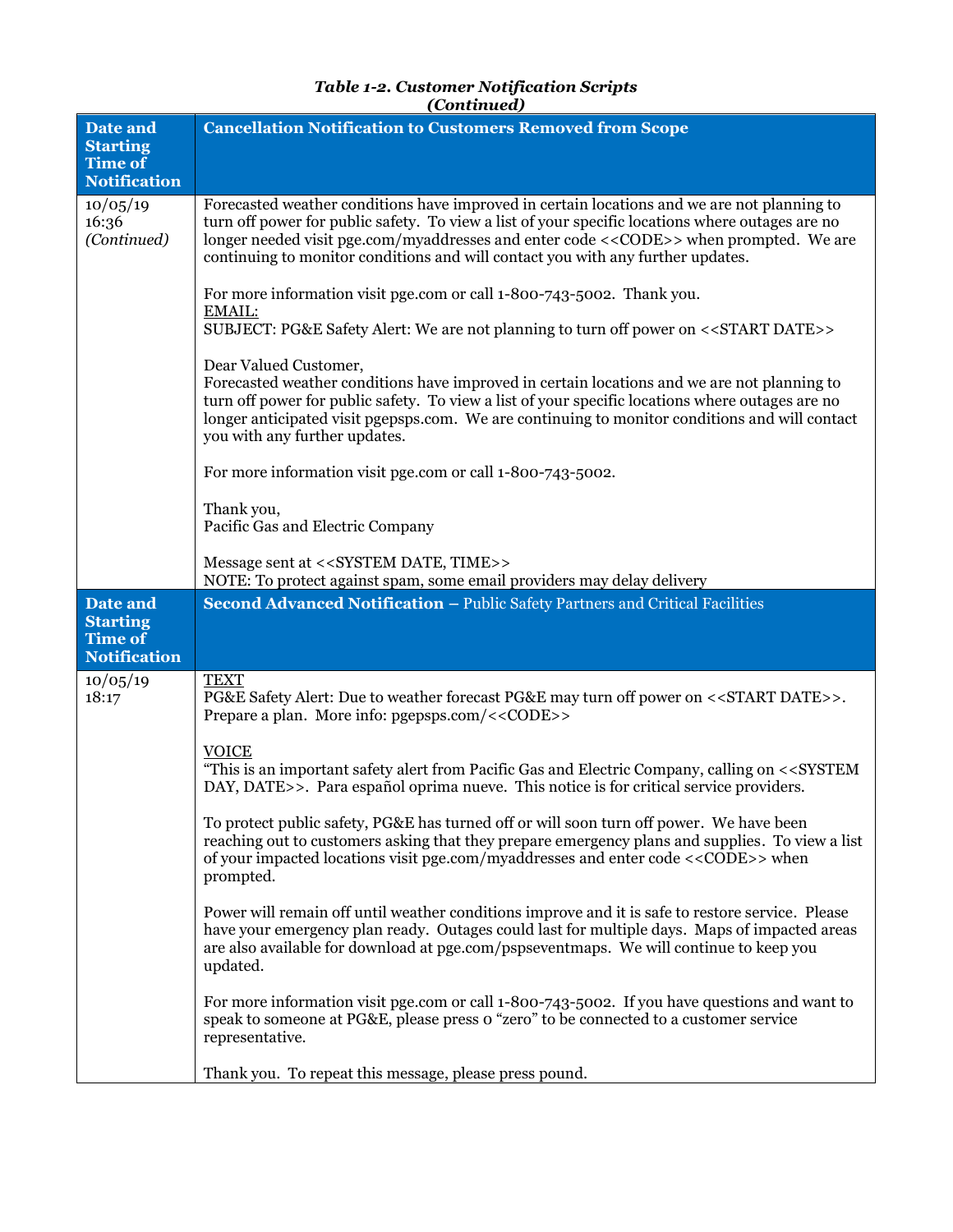***Table 1-2. Customer Notification Scripts (Continued)***

| **Date and Starting Time of Notification** | **Cancellation Notification to Customers Removed from Scope** |
|---|---|
| 10/05/19 16:36 *(Continued)* | Forecasted weather conditions have improved in certain locations and we are not planning to turn off power for public safety. To view a list of your specific locations where outages are no longer needed visit pge.com/myaddresses and enter code <<CODE>> when prompted. We are continuing to monitor conditions and will contact you with any further updates.<br><br>For more information visit pge.com or call 1-800-743-5002. Thank you.<br><u>EMAIL:</u><br>SUBJECT: PG&E Safety Alert: We are not planning to turn off power on <<START DATE>><br><br>Dear Valued Customer,<br>Forecasted weather conditions have improved in certain locations and we are not planning to turn off power for public safety. To view a list of your specific locations where outages are no longer anticipated visit pgepsps.com. We are continuing to monitor conditions and will contact you with any further updates.<br><br>For more information visit pge.com or call 1-800-743-5002.<br><br>Thank you,<br>Pacific Gas and Electric Company<br><br>Message sent at <<SYSTEM DATE, TIME>><br>NOTE: To protect against spam, some email providers may delay delivery |
| **Date and Starting Time of Notification** | **Second Advanced Notification** – Public Safety Partners and Critical Facilities |
| 10/05/19 18:17 | <u>TEXT</u><br>PG&E Safety Alert: Due to weather forecast PG&E may turn off power on <<START DATE>>. Prepare a plan. More info: pgepsps.com/<<CODE>><br><br><u>VOICE</u><br>"This is an important safety alert from Pacific Gas and Electric Company, calling on <<SYSTEM DAY, DATE>>. Para español oprima nueve. This notice is for critical service providers.<br><br>To protect public safety, PG&E has turned off or will soon turn off power. We have been reaching out to customers asking that they prepare emergency plans and supplies. To view a list of your impacted locations visit pge.com/myaddresses and enter code <<CODE>> when prompted.<br><br>Power will remain off until weather conditions improve and it is safe to restore service. Please have your emergency plan ready. Outages could last for multiple days. Maps of impacted areas are also available for download at pge.com/pspseventmaps. We will continue to keep you updated.<br><br>For more information visit pge.com or call 1-800-743-5002. If you have questions and want to speak to someone at PG&E, please press 0 "zero" to be connected to a customer service representative.<br><br>Thank you. To repeat this message, please press pound. |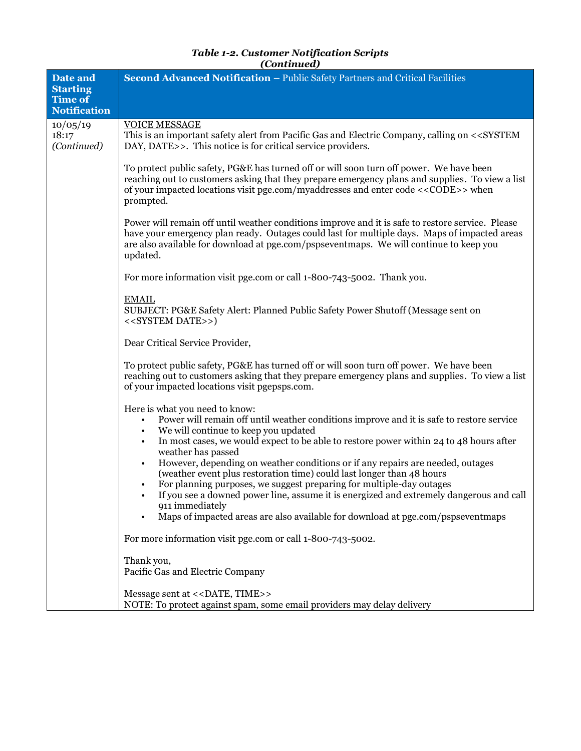***Table 1-2. Customer Notification Scripts (Continued)***

| Date and Starting Time of Notification | **Second Advanced Notification** – Public Safety Partners and Critical Facilities |
|---|---|
| 10/05/19<br>18:17<br>*(Continued)* | VOICE MESSAGE<br>This is an important safety alert from Pacific Gas and Electric Company, calling on <<SYSTEM DAY, DATE>>. This notice is for critical service providers.<br><br>To protect public safety, PG&E has turned off or will soon turn off power. We have been reaching out to customers asking that they prepare emergency plans and supplies. To view a list of your impacted locations visit pge.com/myaddresses and enter code <<CODE>> when prompted.<br><br>Power will remain off until weather conditions improve and it is safe to restore service. Please have your emergency plan ready. Outages could last for multiple days. Maps of impacted areas are also available for download at pge.com/pspseventmaps. We will continue to keep you updated.<br><br>For more information visit pge.com or call 1-800-743-5002. Thank you.<br><br>EMAIL<br>SUBJECT: PG&E Safety Alert: Planned Public Safety Power Shutoff (Message sent on <<SYSTEM DATE>>)<br><br>Dear Critical Service Provider,<br><br>To protect public safety, PG&E has turned off or will soon turn off power. We have been reaching out to customers asking that they prepare emergency plans and supplies. To view a list of your impacted locations visit pgepsps.com.<br><br>Here is what you need to know:<br>• Power will remain off until weather conditions improve and it is safe to restore service<br>• We will continue to keep you updated<br>• In most cases, we would expect to be able to restore power within 24 to 48 hours after weather has passed<br>• However, depending on weather conditions or if any repairs are needed, outages (weather event plus restoration time) could last longer than 48 hours<br>• For planning purposes, we suggest preparing for multiple-day outages<br>• If you see a downed power line, assume it is energized and extremely dangerous and call 911 immediately<br>• Maps of impacted areas are also available for download at pge.com/pspseventmaps<br><br>For more information visit pge.com or call 1-800-743-5002.<br><br>Thank you,<br>Pacific Gas and Electric Company<br><br>Message sent at <<DATE, TIME>><br>NOTE: To protect against spam, some email providers may delay delivery |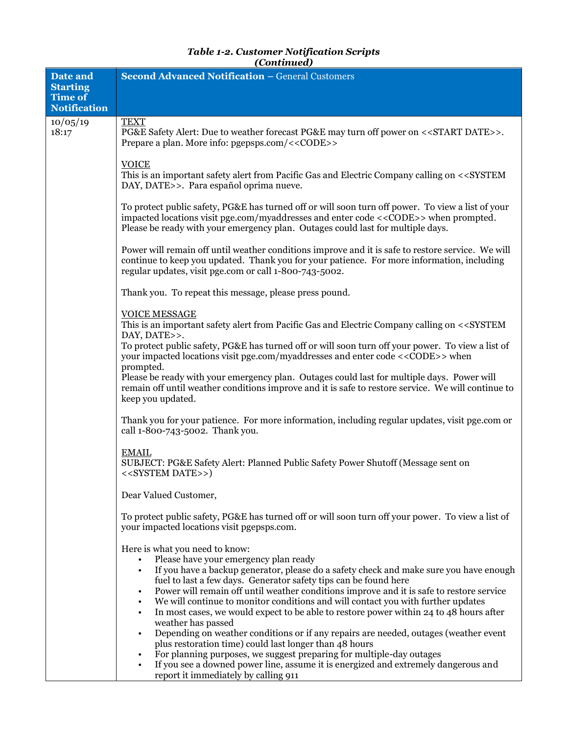*Table 1-2. Customer Notification Scripts*
*(Continued)*

| Date and Starting Time of Notification | **Second Advanced Notification** – General Customers |
|---|---|
| 10/05/19 18:17 | TEXT<br>PG&E Safety Alert: Due to weather forecast PG&E may turn off power on <<START DATE>>. Prepare a plan. More info: pgepsps.com/<<CODE>><br><br>VOICE<br>This is an important safety alert from Pacific Gas and Electric Company calling on <<SYSTEM DAY, DATE>>. Para español oprima nueve.<br><br>To protect public safety, PG&E has turned off or will soon turn off power. To view a list of your impacted locations visit pge.com/myaddresses and enter code <<CODE>> when prompted. Please be ready with your emergency plan. Outages could last for multiple days.<br><br>Power will remain off until weather conditions improve and it is safe to restore service. We will continue to keep you updated. Thank you for your patience. For more information, including regular updates, visit pge.com or call 1-800-743-5002.<br><br>Thank you. To repeat this message, please press pound.<br><br>VOICE MESSAGE<br>This is an important safety alert from Pacific Gas and Electric Company calling on <<SYSTEM DAY, DATE>>.<br>To protect public safety, PG&E has turned off or will soon turn off your power. To view a list of your impacted locations visit pge.com/myaddresses and enter code <<CODE>> when prompted.<br>Please be ready with your emergency plan. Outages could last for multiple days. Power will remain off until weather conditions improve and it is safe to restore service. We will continue to keep you updated.<br><br>Thank you for your patience. For more information, including regular updates, visit pge.com or call 1-800-743-5002. Thank you.<br><br>EMAIL<br>SUBJECT: PG&E Safety Alert: Planned Public Safety Power Shutoff (Message sent on <<SYSTEM DATE>>)<br><br>Dear Valued Customer,<br><br>To protect public safety, PG&E has turned off or will soon turn off your power. To view a list of your impacted locations visit pgepsps.com.<br><br>Here is what you need to know:<br>• Please have your emergency plan ready<br>• If you have a backup generator, please do a safety check and make sure you have enough fuel to last a few days. Generator safety tips can be found here<br>• Power will remain off until weather conditions improve and it is safe to restore service<br>• We will continue to monitor conditions and will contact you with further updates<br>• In most cases, we would expect to be able to restore power within 24 to 48 hours after weather has passed<br>• Depending on weather conditions or if any repairs are needed, outages (weather event plus restoration time) could last longer than 48 hours<br>• For planning purposes, we suggest preparing for multiple-day outages<br>• If you see a downed power line, assume it is energized and extremely dangerous and report it immediately by calling 911 |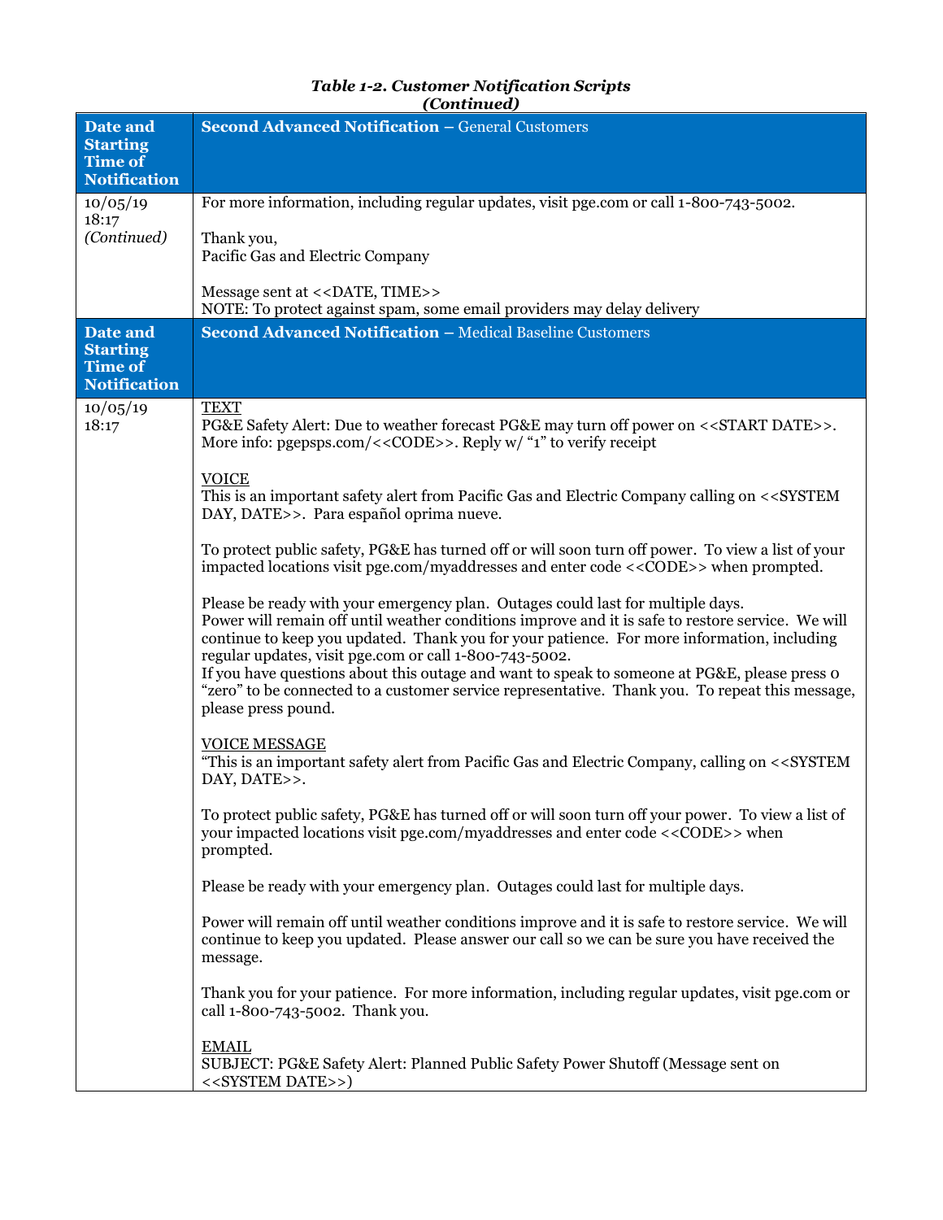*Table 1-2. Customer Notification Scripts*
*(Continued)*

| Date and Starting Time of Notification | **Second Advanced Notification** – General Customers |
|---|---|
| 10/05/19 18:17 *(Continued)* | For more information, including regular updates, visit pge.com or call 1-800-743-5002.<br><br>Thank you,<br>Pacific Gas and Electric Company<br><br>Message sent at <<DATE, TIME>><br>NOTE: To protect against spam, some email providers may delay delivery |
| **Date and Starting Time of Notification** | **Second Advanced Notification** – Medical Baseline Customers |
| 10/05/19 18:17 | <u>TEXT</u><br>PG&E Safety Alert: Due to weather forecast PG&E may turn off power on <<START DATE>>. More info: pgepsps.com/<<CODE>>. Reply w/ "1" to verify receipt<br><br><u>VOICE</u><br>This is an important safety alert from Pacific Gas and Electric Company calling on <<SYSTEM DAY, DATE>>. Para español oprima nueve.<br><br>To protect public safety, PG&E has turned off or will soon turn off power. To view a list of your impacted locations visit pge.com/myaddresses and enter code <<CODE>> when prompted.<br><br>Please be ready with your emergency plan. Outages could last for multiple days.<br>Power will remain off until weather conditions improve and it is safe to restore service. We will continue to keep you updated. Thank you for your patience. For more information, including regular updates, visit pge.com or call 1-800-743-5002.<br>If you have questions about this outage and want to speak to someone at PG&E, please press 0 "zero" to be connected to a customer service representative. Thank you. To repeat this message, please press pound.<br><br><u>VOICE MESSAGE</u><br>"This is an important safety alert from Pacific Gas and Electric Company, calling on <<SYSTEM DAY, DATE>>.<br><br>To protect public safety, PG&E has turned off or will soon turn off your power. To view a list of your impacted locations visit pge.com/myaddresses and enter code <<CODE>> when prompted.<br><br>Please be ready with your emergency plan. Outages could last for multiple days.<br><br>Power will remain off until weather conditions improve and it is safe to restore service. We will continue to keep you updated. Please answer our call so we can be sure you have received the message.<br><br>Thank you for your patience. For more information, including regular updates, visit pge.com or call 1-800-743-5002. Thank you.<br><br><u>EMAIL</u><br>SUBJECT: PG&E Safety Alert: Planned Public Safety Power Shutoff (Message sent on <<SYSTEM DATE>>) |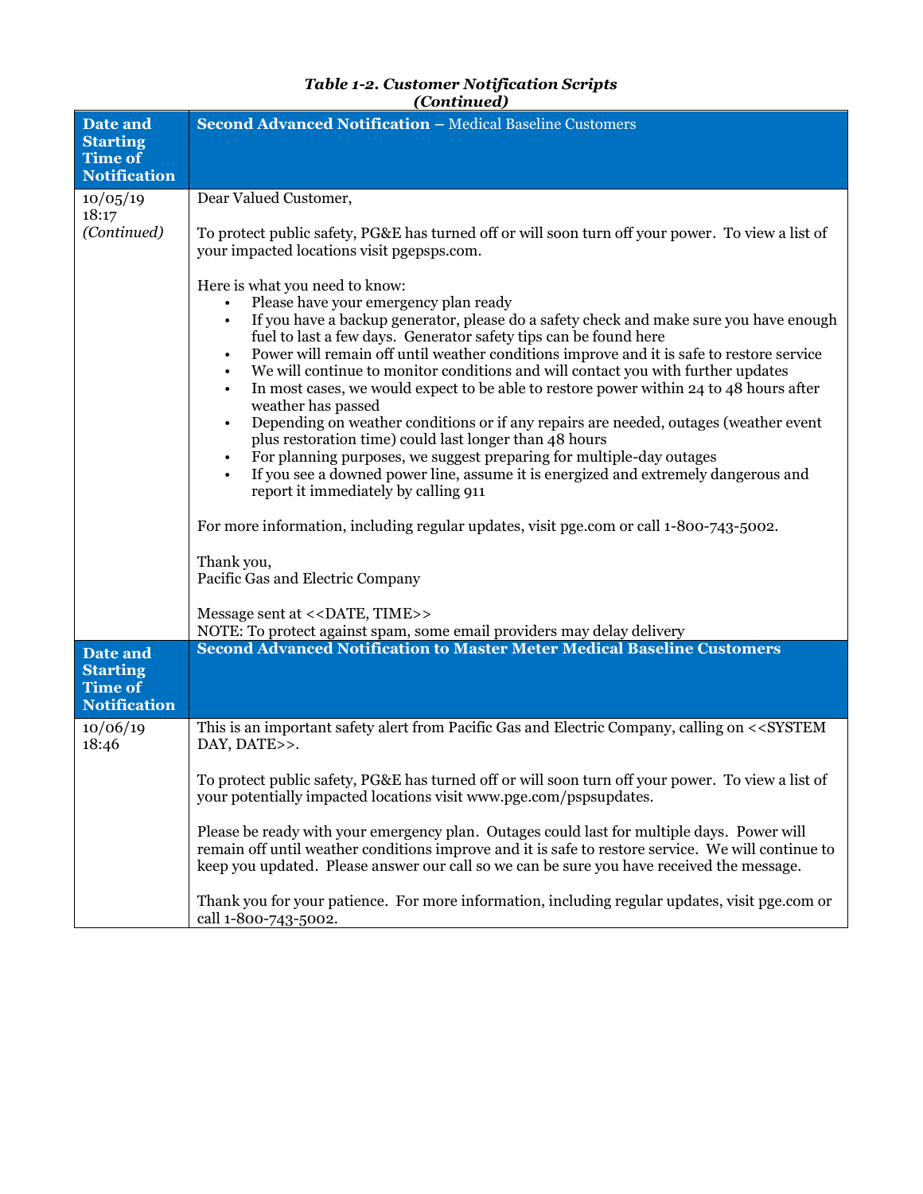***Table 1-2. Customer Notification Scripts (Continued)***

| Date and Starting Time of Notification | **Second Advanced Notification –** Medical Baseline Customers |
|---|---|
| 10/05/19 18:17 *(Continued)* | Dear Valued Customer,<br><br>To protect public safety, PG&E has turned off or will soon turn off your power. To view a list of your impacted locations visit pgepsps.com.<br><br>Here is what you need to know:<br>• Please have your emergency plan ready<br>• If you have a backup generator, please do a safety check and make sure you have enough fuel to last a few days. Generator safety tips can be found here<br>• Power will remain off until weather conditions improve and it is safe to restore service<br>• We will continue to monitor conditions and will contact you with further updates<br>• In most cases, we would expect to be able to restore power within 24 to 48 hours after weather has passed<br>• Depending on weather conditions or if any repairs are needed, outages (weather event plus restoration time) could last longer than 48 hours<br>• For planning purposes, we suggest preparing for multiple-day outages<br>• If you see a downed power line, assume it is energized and extremely dangerous and report it immediately by calling 911<br><br>For more information, including regular updates, visit pge.com or call 1-800-743-5002.<br><br>Thank you,<br>Pacific Gas and Electric Company<br><br>Message sent at <<DATE, TIME>><br>NOTE: To protect against spam, some email providers may delay delivery |
| **Date and Starting Time of Notification** | **Second Advanced Notification to Master Meter Medical Baseline Customers** |
| 10/06/19 18:46 | This is an important safety alert from Pacific Gas and Electric Company, calling on <<SYSTEM DAY, DATE>>.<br><br>To protect public safety, PG&E has turned off or will soon turn off your power. To view a list of your potentially impacted locations visit www.pge.com/pspsupdates.<br><br>Please be ready with your emergency plan. Outages could last for multiple days. Power will remain off until weather conditions improve and it is safe to restore service. We will continue to keep you updated. Please answer our call so we can be sure you have received the message.<br><br>Thank you for your patience. For more information, including regular updates, visit pge.com or call 1-800-743-5002. |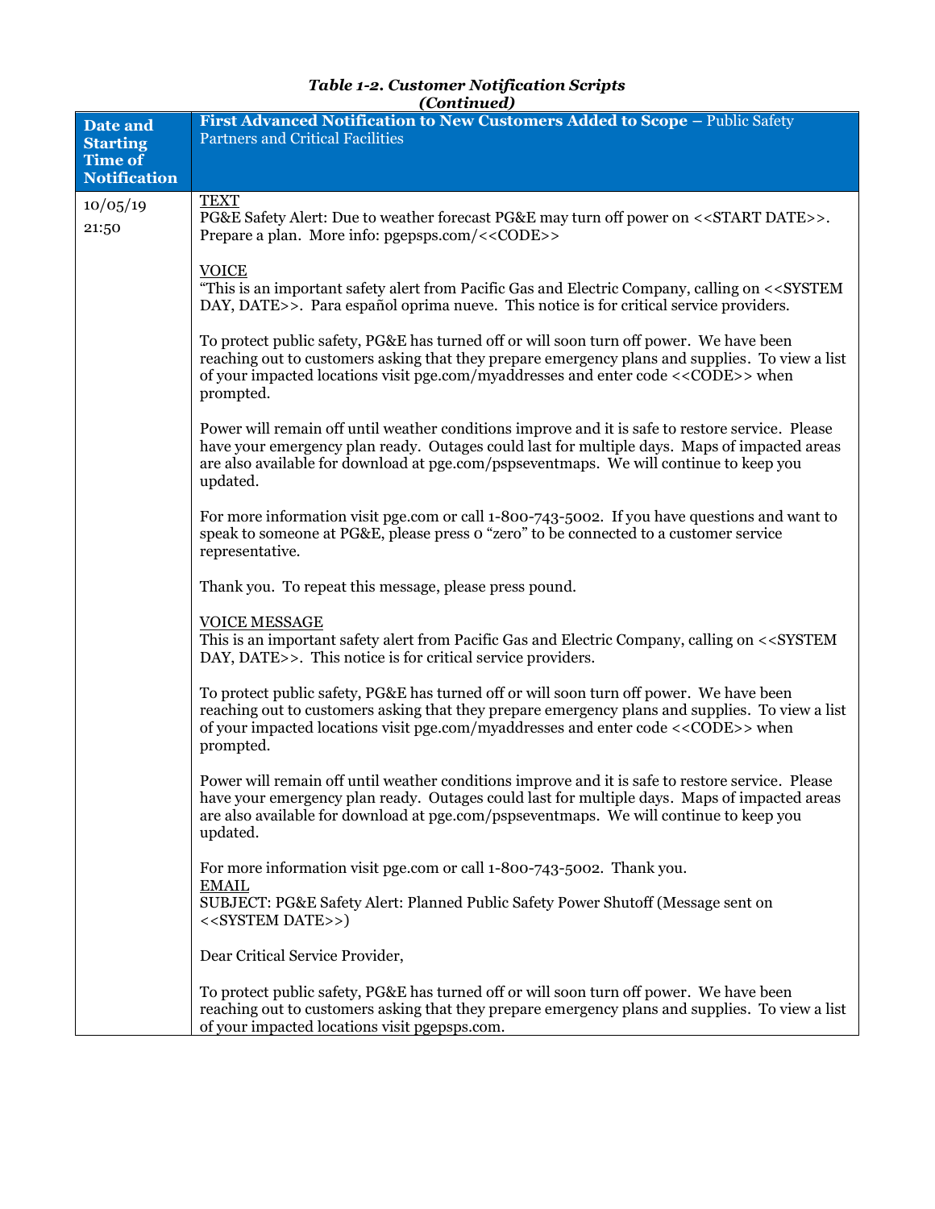***Table 1-2. Customer Notification Scripts***
***(Continued)***

| Date and Starting Time of Notification | **First Advanced Notification to New Customers Added to Scope** – Public Safety Partners and Critical Facilities |
|---|---|
| 10/05/19<br>21:50 | <u>TEXT</u><br>PG&E Safety Alert: Due to weather forecast PG&E may turn off power on <<START DATE>>. Prepare a plan. More info: pgepsps.com/<<CODE>><br><br><u>VOICE</u><br>"This is an important safety alert from Pacific Gas and Electric Company, calling on <<SYSTEM DAY, DATE>>. Para español oprima nueve. This notice is for critical service providers.<br><br>To protect public safety, PG&E has turned off or will soon turn off power. We have been reaching out to customers asking that they prepare emergency plans and supplies. To view a list of your impacted locations visit pge.com/myaddresses and enter code <<CODE>> when prompted.<br><br>Power will remain off until weather conditions improve and it is safe to restore service. Please have your emergency plan ready. Outages could last for multiple days. Maps of impacted areas are also available for download at pge.com/pspseventmaps. We will continue to keep you updated.<br><br>For more information visit pge.com or call 1-800-743-5002. If you have questions and want to speak to someone at PG&E, please press 0 "zero" to be connected to a customer service representative.<br><br>Thank you. To repeat this message, please press pound.<br><br><u>VOICE MESSAGE</u><br>This is an important safety alert from Pacific Gas and Electric Company, calling on <<SYSTEM DAY, DATE>>. This notice is for critical service providers.<br><br>To protect public safety, PG&E has turned off or will soon turn off power. We have been reaching out to customers asking that they prepare emergency plans and supplies. To view a list of your impacted locations visit pge.com/myaddresses and enter code <<CODE>> when prompted.<br><br>Power will remain off until weather conditions improve and it is safe to restore service. Please have your emergency plan ready. Outages could last for multiple days. Maps of impacted areas are also available for download at pge.com/pspseventmaps. We will continue to keep you updated.<br><br>For more information visit pge.com or call 1-800-743-5002. Thank you.<br><u>EMAIL</u><br>SUBJECT: PG&E Safety Alert: Planned Public Safety Power Shutoff (Message sent on <<SYSTEM DATE>>)<br><br>Dear Critical Service Provider,<br><br>To protect public safety, PG&E has turned off or will soon turn off power. We have been reaching out to customers asking that they prepare emergency plans and supplies. To view a list of your impacted locations visit pgepsps.com. |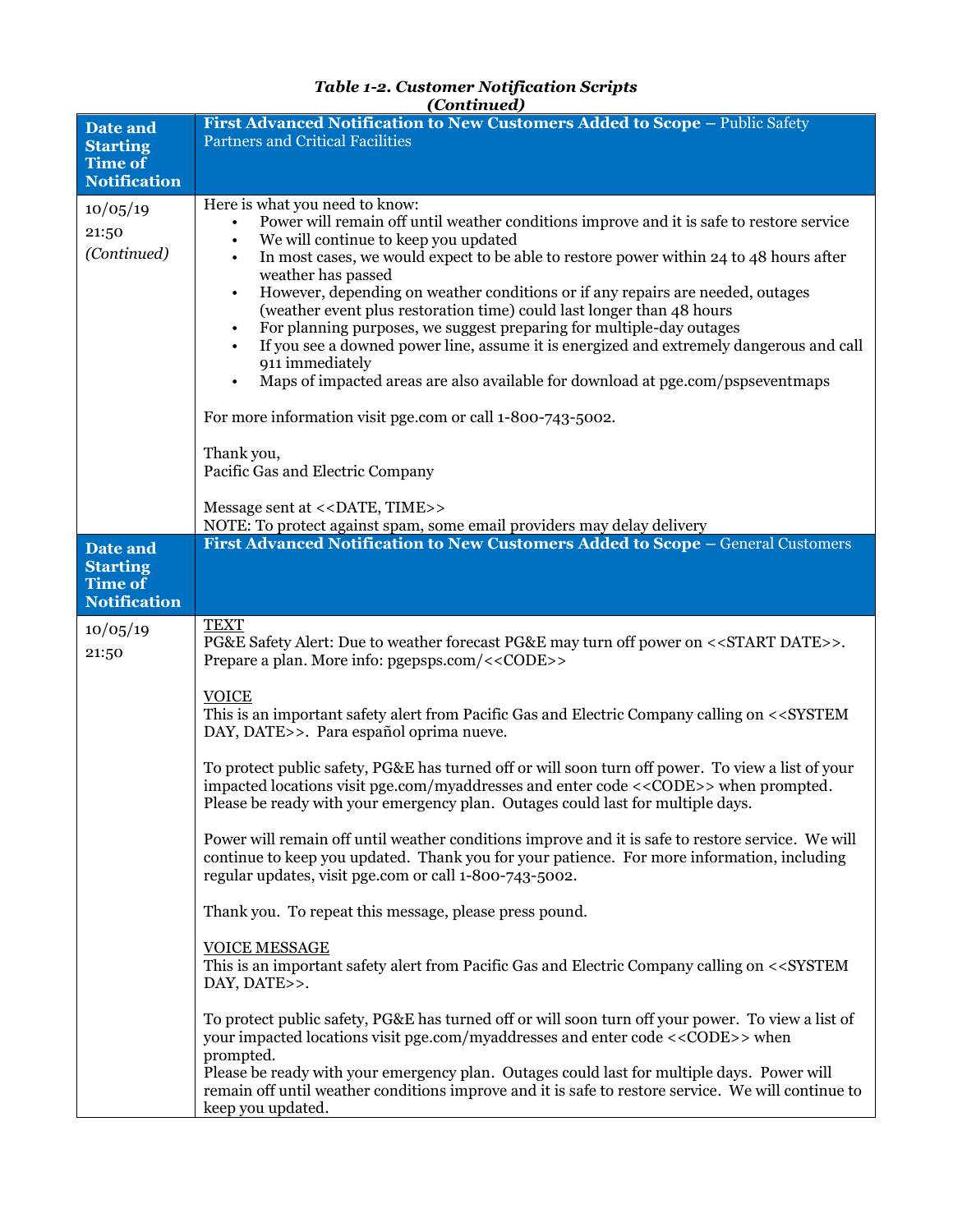***Table 1-2. Customer Notification Scripts (Continued)***

| Date and Starting Time of Notification | **First Advanced Notification to New Customers Added to Scope** – Public Safety Partners and Critical Facilities |
|---|---|
| 10/05/19<br>21:50<br>*(Continued)* | Here is what you need to know:<br>• Power will remain off until weather conditions improve and it is safe to restore service<br>• We will continue to keep you updated<br>• In most cases, we would expect to be able to restore power within 24 to 48 hours after weather has passed<br>• However, depending on weather conditions or if any repairs are needed, outages (weather event plus restoration time) could last longer than 48 hours<br>• For planning purposes, we suggest preparing for multiple-day outages<br>• If you see a downed power line, assume it is energized and extremely dangerous and call 911 immediately<br>• Maps of impacted areas are also available for download at pge.com/pspseventmaps<br><br>For more information visit pge.com or call 1-800-743-5002.<br><br>Thank you,<br>Pacific Gas and Electric Company<br><br>Message sent at <<DATE, TIME>><br>NOTE: To protect against spam, some email providers may delay delivery |
| **Date and Starting Time of Notification** | **First Advanced Notification to New Customers Added to Scope** – General Customers |
| 10/05/19<br>21:50 | TEXT<br>PG&E Safety Alert: Due to weather forecast PG&E may turn off power on <<START DATE>>. Prepare a plan. More info: pgepsps.com/<<CODE>><br><br>VOICE<br>This is an important safety alert from Pacific Gas and Electric Company calling on <<SYSTEM DAY, DATE>>. Para español oprima nueve.<br><br>To protect public safety, PG&E has turned off or will soon turn off power. To view a list of your impacted locations visit pge.com/myaddresses and enter code <<CODE>> when prompted. Please be ready with your emergency plan. Outages could last for multiple days.<br><br>Power will remain off until weather conditions improve and it is safe to restore service. We will continue to keep you updated. Thank you for your patience. For more information, including regular updates, visit pge.com or call 1-800-743-5002.<br><br>Thank you. To repeat this message, please press pound.<br><br>VOICE MESSAGE<br>This is an important safety alert from Pacific Gas and Electric Company calling on <<SYSTEM DAY, DATE>>.<br><br>To protect public safety, PG&E has turned off or will soon turn off your power. To view a list of your impacted locations visit pge.com/myaddresses and enter code <<CODE>> when prompted.<br>Please be ready with your emergency plan. Outages could last for multiple days. Power will remain off until weather conditions improve and it is safe to restore service. We will continue to keep you updated. |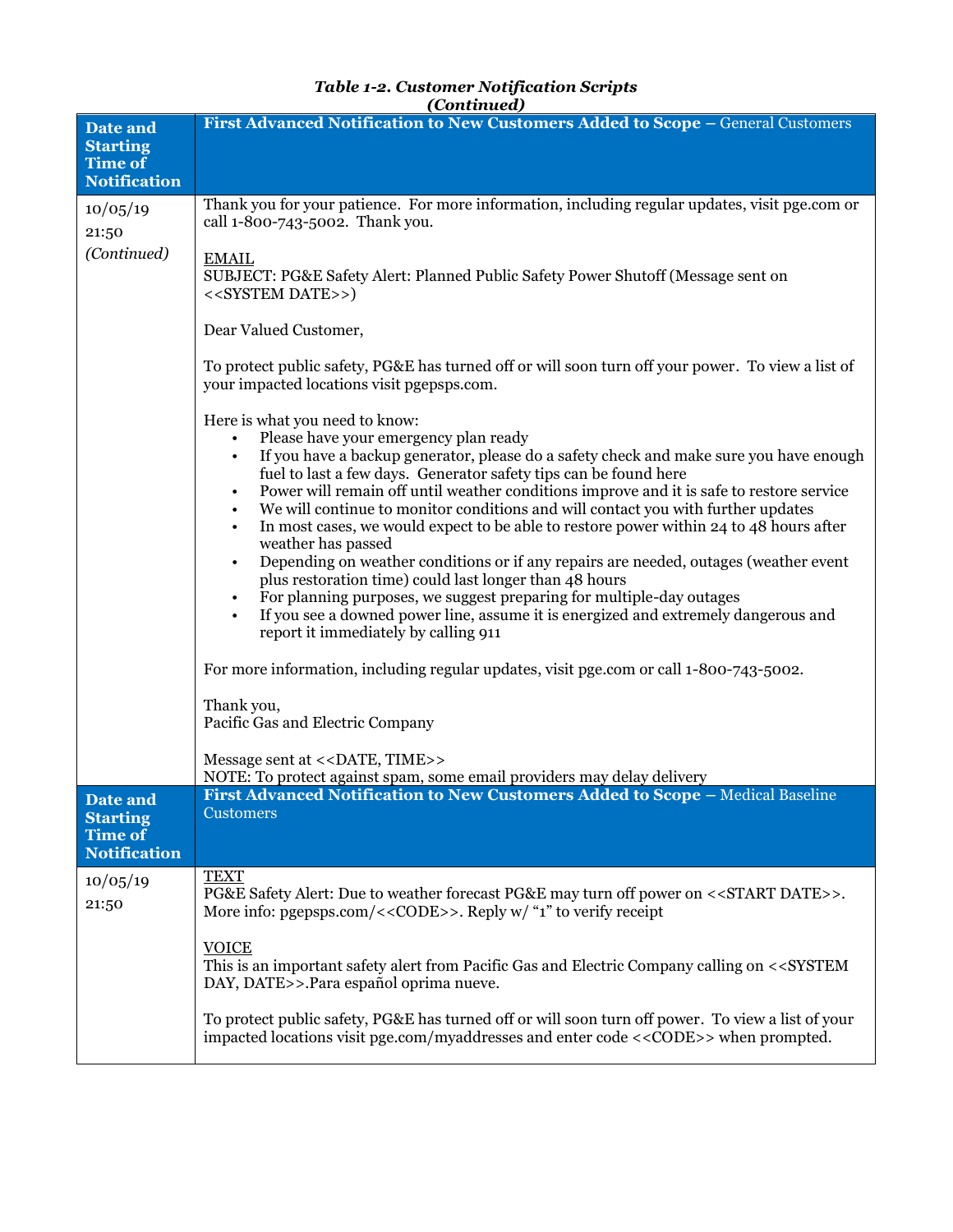*Table 1-2. Customer Notification Scripts*
*(Continued)*

| Date and Starting Time of Notification | First Advanced Notification to New Customers Added to Scope – General Customers |
|---|---|
| 10/05/19<br>21:50<br>*(Continued)* | Thank you for your patience. For more information, including regular updates, visit pge.com or call 1-800-743-5002. Thank you.<br><br>EMAIL<br>SUBJECT: PG&E Safety Alert: Planned Public Safety Power Shutoff (Message sent on <<SYSTEM DATE>>)<br><br>Dear Valued Customer,<br><br>To protect public safety, PG&E has turned off or will soon turn off your power. To view a list of your impacted locations visit pgepsps.com.<br><br>Here is what you need to know:<br>• Please have your emergency plan ready<br>• If you have a backup generator, please do a safety check and make sure you have enough fuel to last a few days. Generator safety tips can be found here<br>• Power will remain off until weather conditions improve and it is safe to restore service<br>• We will continue to monitor conditions and will contact you with further updates<br>• In most cases, we would expect to be able to restore power within 24 to 48 hours after weather has passed<br>• Depending on weather conditions or if any repairs are needed, outages (weather event plus restoration time) could last longer than 48 hours<br>• For planning purposes, we suggest preparing for multiple-day outages<br>• If you see a downed power line, assume it is energized and extremely dangerous and report it immediately by calling 911<br><br>For more information, including regular updates, visit pge.com or call 1-800-743-5002.<br><br>Thank you,<br>Pacific Gas and Electric Company<br><br>Message sent at <<DATE, TIME>><br>NOTE: To protect against spam, some email providers may delay delivery |
| **Date and Starting Time of Notification** | **First Advanced Notification to New Customers Added to Scope** – Medical Baseline Customers |
| 10/05/19<br>21:50 | TEXT<br>PG&E Safety Alert: Due to weather forecast PG&E may turn off power on <<START DATE>>. More info: pgepsps.com/<<CODE>>. Reply w/ "1" to verify receipt<br><br>VOICE<br>This is an important safety alert from Pacific Gas and Electric Company calling on <<SYSTEM DAY, DATE>>.Para español oprima nueve.<br><br>To protect public safety, PG&E has turned off or will soon turn off power. To view a list of your impacted locations visit pge.com/myaddresses and enter code <<CODE>> when prompted. |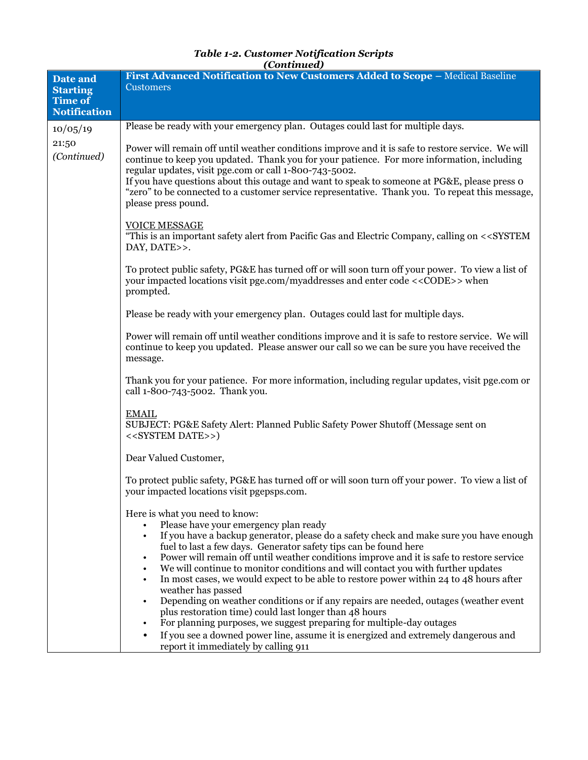***Table 1-2. Customer Notification Scripts (Continued)***

| Date and Starting Time of Notification | **First Advanced Notification to New Customers Added to Scope** – Medical Baseline Customers |
|---|---|
| 10/05/19<br>21:50<br>*(Continued)* | Please be ready with your emergency plan. Outages could last for multiple days.<br><br>Power will remain off until weather conditions improve and it is safe to restore service. We will continue to keep you updated. Thank you for your patience. For more information, including regular updates, visit pge.com or call 1-800-743-5002.<br>If you have questions about this outage and want to speak to someone at PG&E, please press 0 "zero" to be connected to a customer service representative. Thank you. To repeat this message, please press pound.<br><br>VOICE MESSAGE<br>"This is an important safety alert from Pacific Gas and Electric Company, calling on <<SYSTEM DAY, DATE>>.<br><br>To protect public safety, PG&E has turned off or will soon turn off your power. To view a list of your impacted locations visit pge.com/myaddresses and enter code <<CODE>> when prompted.<br><br>Please be ready with your emergency plan. Outages could last for multiple days.<br><br>Power will remain off until weather conditions improve and it is safe to restore service. We will continue to keep you updated. Please answer our call so we can be sure you have received the message.<br><br>Thank you for your patience. For more information, including regular updates, visit pge.com or call 1-800-743-5002. Thank you.<br><br>EMAIL<br>SUBJECT: PG&E Safety Alert: Planned Public Safety Power Shutoff (Message sent on <<SYSTEM DATE>>)<br><br>Dear Valued Customer,<br><br>To protect public safety, PG&E has turned off or will soon turn off your power. To view a list of your impacted locations visit pgepsps.com.<br><br>Here is what you need to know:<br>• Please have your emergency plan ready<br>• If you have a backup generator, please do a safety check and make sure you have enough fuel to last a few days. Generator safety tips can be found here<br>• Power will remain off until weather conditions improve and it is safe to restore service<br>• We will continue to monitor conditions and will contact you with further updates<br>• In most cases, we would expect to be able to restore power within 24 to 48 hours after weather has passed<br>• Depending on weather conditions or if any repairs are needed, outages (weather event plus restoration time) could last longer than 48 hours<br>• For planning purposes, we suggest preparing for multiple-day outages<br>• If you see a downed power line, assume it is energized and extremely dangerous and report it immediately by calling 911 |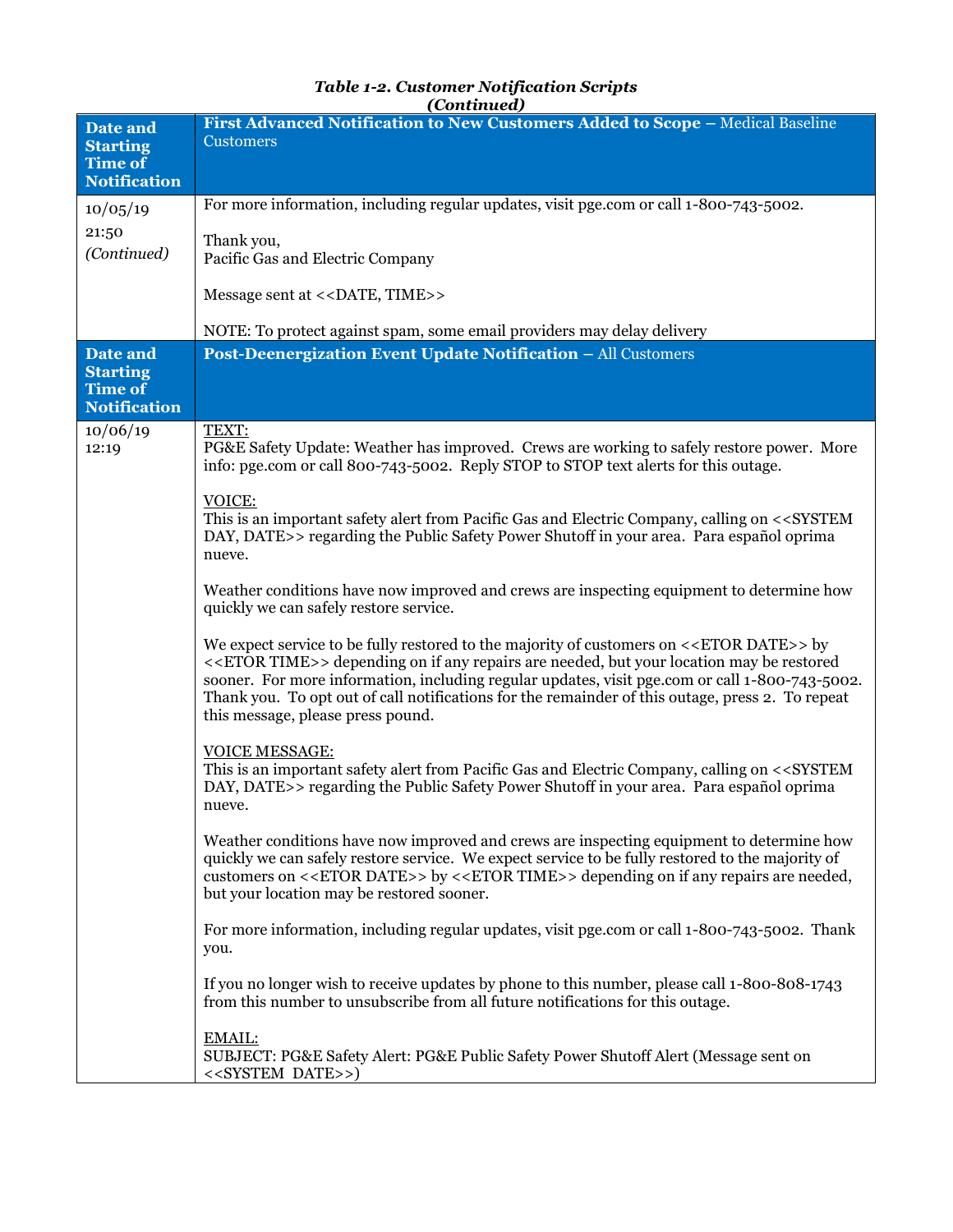*Table 1-2. Customer Notification Scripts*
*(Continued)*

| Date and Starting Time of Notification | **First Advanced Notification to New Customers Added to Scope** – Medical Baseline Customers |
|---|---|
| 10/05/19<br>21:50<br>*(Continued)* | For more information, including regular updates, visit pge.com or call 1-800-743-5002.<br><br>Thank you,<br>Pacific Gas and Electric Company<br><br>Message sent at <<DATE, TIME>><br><br>NOTE: To protect against spam, some email providers may delay delivery |
| **Date and Starting Time of Notification** | **Post-Deenergization Event Update Notification** – All Customers |
| 10/06/19<br>12:19 | TEXT:<br>PG&E Safety Update: Weather has improved. Crews are working to safely restore power. More info: pge.com or call 800-743-5002. Reply STOP to STOP text alerts for this outage.<br><br>VOICE:<br>This is an important safety alert from Pacific Gas and Electric Company, calling on <<SYSTEM DAY, DATE>> regarding the Public Safety Power Shutoff in your area. Para español oprima nueve.<br><br>Weather conditions have now improved and crews are inspecting equipment to determine how quickly we can safely restore service.<br><br>We expect service to be fully restored to the majority of customers on <<ETOR DATE>> by <<ETOR TIME>> depending on if any repairs are needed, but your location may be restored sooner. For more information, including regular updates, visit pge.com or call 1-800-743-5002. Thank you. To opt out of call notifications for the remainder of this outage, press 2. To repeat this message, please press pound.<br><br>VOICE MESSAGE:<br>This is an important safety alert from Pacific Gas and Electric Company, calling on <<SYSTEM DAY, DATE>> regarding the Public Safety Power Shutoff in your area. Para español oprima nueve.<br><br>Weather conditions have now improved and crews are inspecting equipment to determine how quickly we can safely restore service. We expect service to be fully restored to the majority of customers on <<ETOR DATE>> by <<ETOR TIME>> depending on if any repairs are needed, but your location may be restored sooner.<br><br>For more information, including regular updates, visit pge.com or call 1-800-743-5002. Thank you.<br><br>If you no longer wish to receive updates by phone to this number, please call 1-800-808-1743 from this number to unsubscribe from all future notifications for this outage.<br><br>EMAIL:<br>SUBJECT: PG&E Safety Alert: PG&E Public Safety Power Shutoff Alert (Message sent on <<SYSTEM DATE>>) |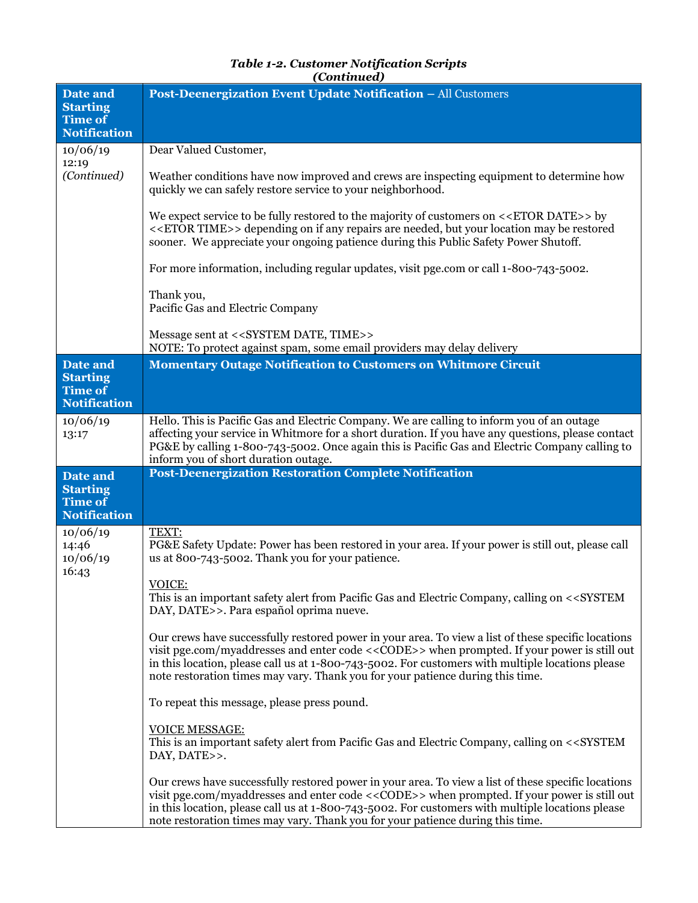***Table 1-2. Customer Notification Scripts (Continued)***

| Date and Starting Time of Notification | Post-Deenergization Event Update Notification – All Customers |
|---|---|
| 10/06/19<br>12:19<br>*(Continued)* | Dear Valued Customer,<br><br>Weather conditions have now improved and crews are inspecting equipment to determine how quickly we can safely restore service to your neighborhood.<br><br>We expect service to be fully restored to the majority of customers on <<ETOR DATE>> by <<ETOR TIME>> depending on if any repairs are needed, but your location may be restored sooner. We appreciate your ongoing patience during this Public Safety Power Shutoff.<br><br>For more information, including regular updates, visit pge.com or call 1-800-743-5002.<br><br>Thank you,<br>Pacific Gas and Electric Company<br><br>Message sent at <<SYSTEM DATE, TIME>><br>NOTE: To protect against spam, some email providers may delay delivery |
| **Date and Starting Time of Notification** | **Momentary Outage Notification to Customers on Whitmore Circuit** |
| 10/06/19<br>13:17 | Hello. This is Pacific Gas and Electric Company. We are calling to inform you of an outage affecting your service in Whitmore for a short duration. If you have any questions, please contact PG&E by calling 1-800-743-5002. Once again this is Pacific Gas and Electric Company calling to inform you of short duration outage. |
| **Date and Starting Time of Notification** | **Post-Deenergization Restoration Complete Notification** |
| 10/06/19<br>14:46<br>10/06/19<br>16:43 | TEXT:<br>PG&E Safety Update: Power has been restored in your area. If your power is still out, please call us at 800-743-5002. Thank you for your patience.<br><br>VOICE:<br>This is an important safety alert from Pacific Gas and Electric Company, calling on <<SYSTEM DAY, DATE>>. Para español oprima nueve.<br><br>Our crews have successfully restored power in your area. To view a list of these specific locations visit pge.com/myaddresses and enter code <<CODE>> when prompted. If your power is still out in this location, please call us at 1-800-743-5002. For customers with multiple locations please note restoration times may vary. Thank you for your patience during this time.<br><br>To repeat this message, please press pound.<br><br>VOICE MESSAGE:<br>This is an important safety alert from Pacific Gas and Electric Company, calling on <<SYSTEM DAY, DATE>>.<br><br>Our crews have successfully restored power in your area. To view a list of these specific locations visit pge.com/myaddresses and enter code <<CODE>> when prompted. If your power is still out in this location, please call us at 1-800-743-5002. For customers with multiple locations please note restoration times may vary. Thank you for your patience during this time. |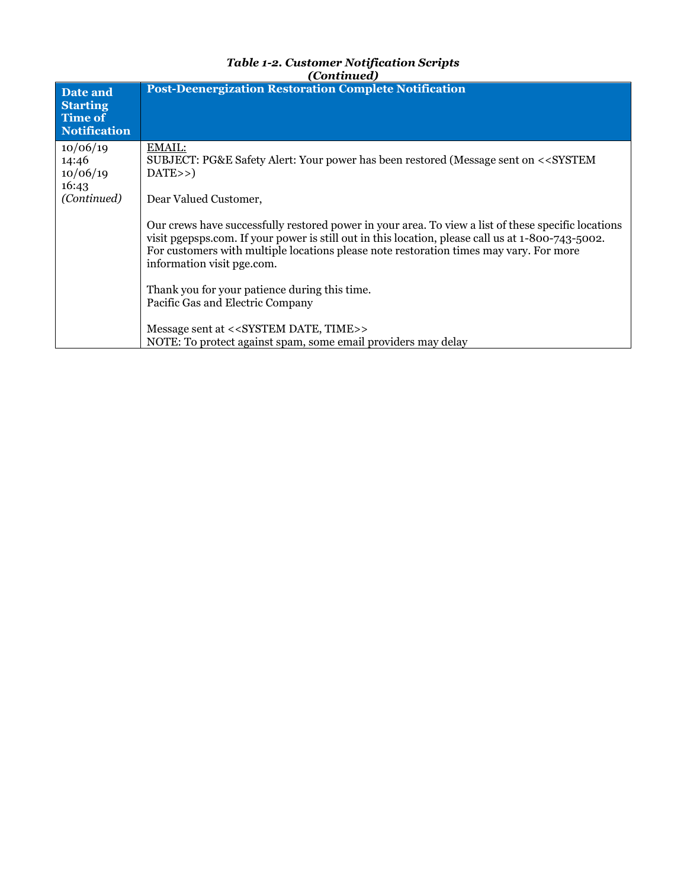***Table 1-2. Customer Notification Scripts***
***(Continued)***

| Date and Starting Time of Notification | Post-Deenergization Restoration Complete Notification |
|---|---|
| 10/06/19 14:46 10/06/19 16:43 *(Continued)* | EMAIL:<br>SUBJECT: PG&E Safety Alert: Your power has been restored (Message sent on <<SYSTEM DATE>>)<br><br>Dear Valued Customer,<br><br>Our crews have successfully restored power in your area. To view a list of these specific locations visit pgepsps.com. If your power is still out in this location, please call us at 1-800-743-5002. For customers with multiple locations please note restoration times may vary. For more information visit pge.com.<br><br>Thank you for your patience during this time.<br>Pacific Gas and Electric Company<br><br>Message sent at <<SYSTEM DATE, TIME>><br>NOTE: To protect against spam, some email providers may delay |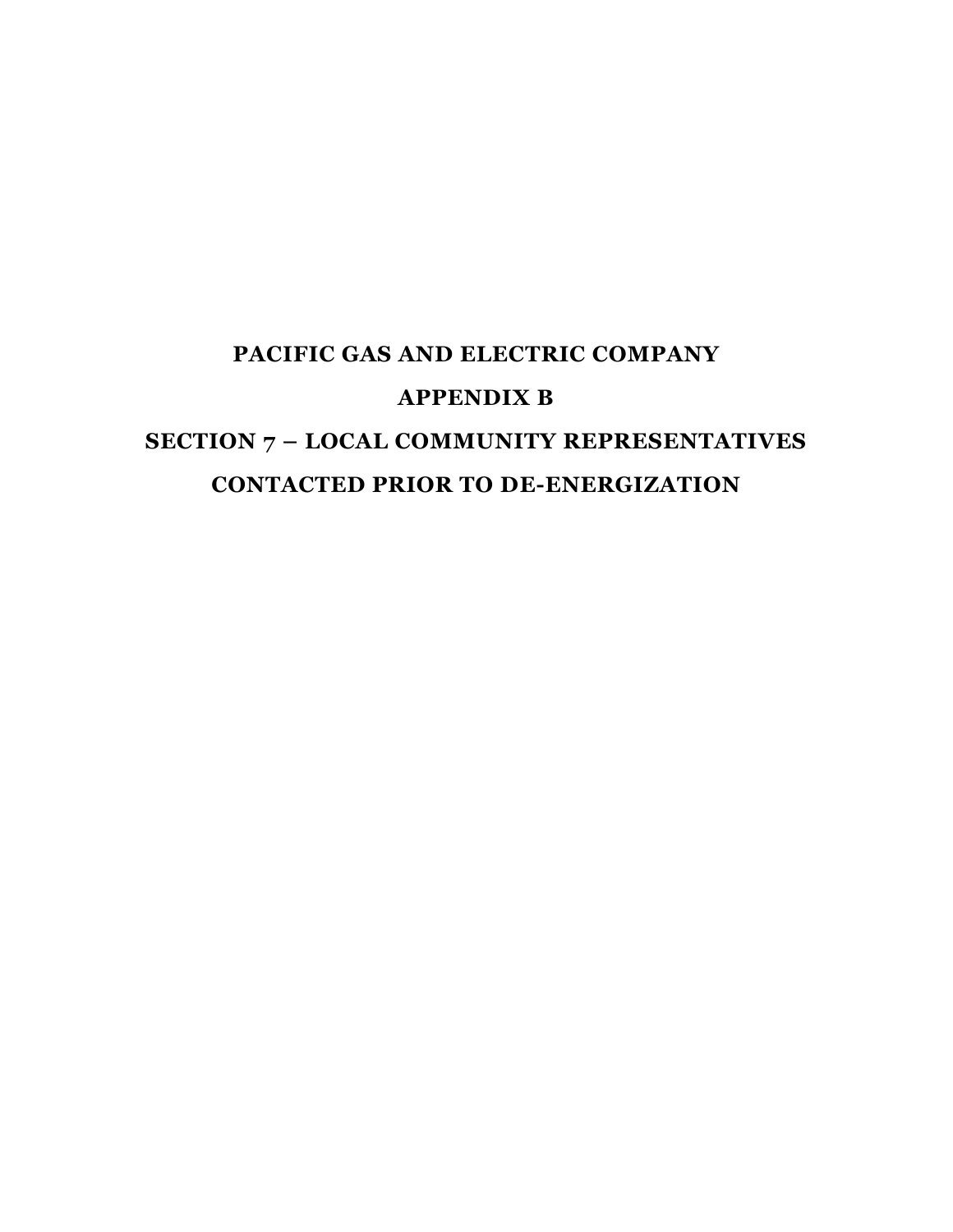# PACIFIC GAS AND ELECTRIC COMPANY

# APPENDIX B

# SECTION 7 – LOCAL COMMUNITY REPRESENTATIVES CONTACTED PRIOR TO DE-ENERGIZATION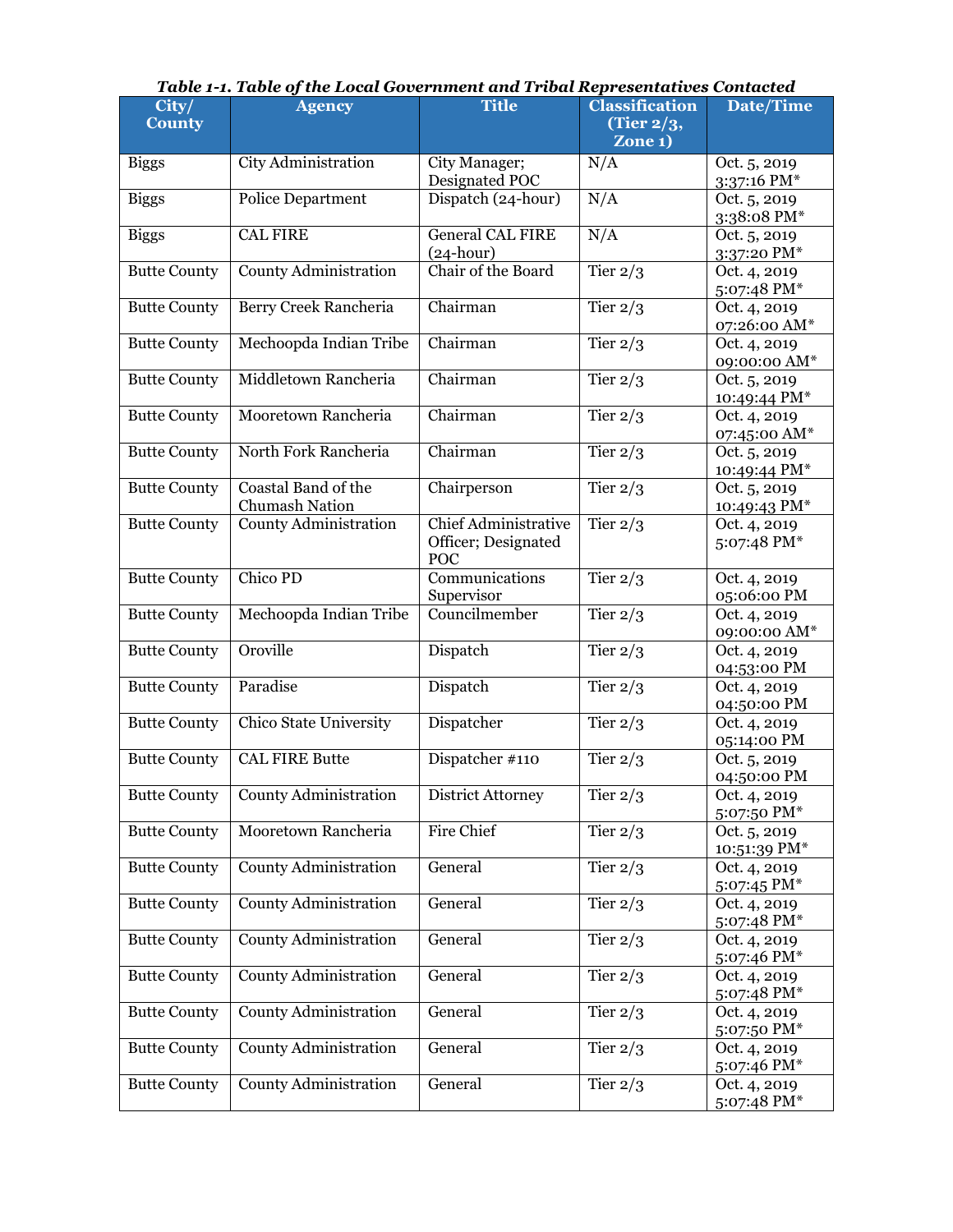***Table 1-1. Table of the Local Government and Tribal Representatives Contacted***

| City/ County | Agency | Title | Classification (Tier 2/3, Zone 1) | Date/Time |
|---|---|---|---|---|
| Biggs | City Administration | City Manager; Designated POC | N/A | Oct. 5, 2019 3:37:16 PM* |
| Biggs | Police Department | Dispatch (24-hour) | N/A | Oct. 5, 2019 3:38:08 PM* |
| Biggs | CAL FIRE | General CAL FIRE (24-hour) | N/A | Oct. 5, 2019 3:37:20 PM* |
| Butte County | County Administration | Chair of the Board | Tier 2/3 | Oct. 4, 2019 5:07:48 PM* |
| Butte County | Berry Creek Rancheria | Chairman | Tier 2/3 | Oct. 4, 2019 07:26:00 AM* |
| Butte County | Mechoopda Indian Tribe | Chairman | Tier 2/3 | Oct. 4, 2019 09:00:00 AM* |
| Butte County | Middletown Rancheria | Chairman | Tier 2/3 | Oct. 5, 2019 10:49:44 PM* |
| Butte County | Mooretown Rancheria | Chairman | Tier 2/3 | Oct. 4, 2019 07:45:00 AM* |
| Butte County | North Fork Rancheria | Chairman | Tier 2/3 | Oct. 5, 2019 10:49:44 PM* |
| Butte County | Coastal Band of the Chumash Nation | Chairperson | Tier 2/3 | Oct. 5, 2019 10:49:43 PM* |
| Butte County | County Administration | Chief Administrative Officer; Designated POC | Tier 2/3 | Oct. 4, 2019 5:07:48 PM* |
| Butte County | Chico PD | Communications Supervisor | Tier 2/3 | Oct. 4, 2019 05:06:00 PM |
| Butte County | Mechoopda Indian Tribe | Councilmember | Tier 2/3 | Oct. 4, 2019 09:00:00 AM* |
| Butte County | Oroville | Dispatch | Tier 2/3 | Oct. 4, 2019 04:53:00 PM |
| Butte County | Paradise | Dispatch | Tier 2/3 | Oct. 4, 2019 04:50:00 PM |
| Butte County | Chico State University | Dispatcher | Tier 2/3 | Oct. 4, 2019 05:14:00 PM |
| Butte County | CAL FIRE Butte | Dispatcher #110 | Tier 2/3 | Oct. 5, 2019 04:50:00 PM |
| Butte County | County Administration | District Attorney | Tier 2/3 | Oct. 4, 2019 5:07:50 PM* |
| Butte County | Mooretown Rancheria | Fire Chief | Tier 2/3 | Oct. 5, 2019 10:51:39 PM* |
| Butte County | County Administration | General | Tier 2/3 | Oct. 4, 2019 5:07:45 PM* |
| Butte County | County Administration | General | Tier 2/3 | Oct. 4, 2019 5:07:48 PM* |
| Butte County | County Administration | General | Tier 2/3 | Oct. 4, 2019 5:07:46 PM* |
| Butte County | County Administration | General | Tier 2/3 | Oct. 4, 2019 5:07:48 PM* |
| Butte County | County Administration | General | Tier 2/3 | Oct. 4, 2019 5:07:50 PM* |
| Butte County | County Administration | General | Tier 2/3 | Oct. 4, 2019 5:07:46 PM* |
| Butte County | County Administration | General | Tier 2/3 | Oct. 4, 2019 5:07:48 PM* |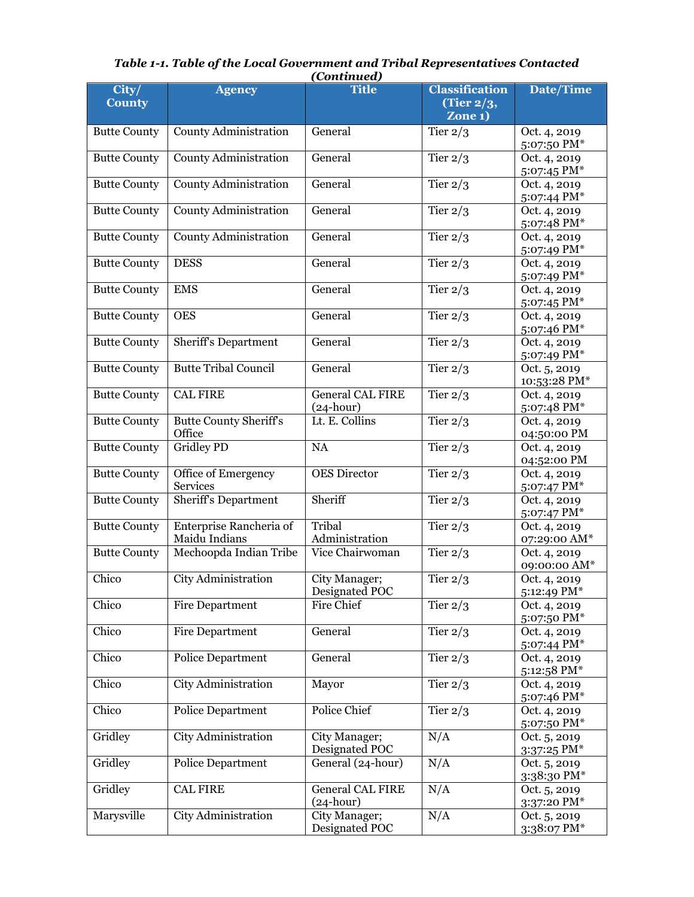*Table 1-1. Table of the Local Government and Tribal Representatives Contacted (Continued)*

| City/ County | Agency | Title | Classification (Tier 2/3, Zone 1) | Date/Time |
|---|---|---|---|---|
| Butte County | County Administration | General | Tier 2/3 | Oct. 4, 2019 5:07:50 PM* |
| Butte County | County Administration | General | Tier 2/3 | Oct. 4, 2019 5:07:45 PM* |
| Butte County | County Administration | General | Tier 2/3 | Oct. 4, 2019 5:07:44 PM* |
| Butte County | County Administration | General | Tier 2/3 | Oct. 4, 2019 5:07:48 PM* |
| Butte County | County Administration | General | Tier 2/3 | Oct. 4, 2019 5:07:49 PM* |
| Butte County | DESS | General | Tier 2/3 | Oct. 4, 2019 5:07:49 PM* |
| Butte County | EMS | General | Tier 2/3 | Oct. 4, 2019 5:07:45 PM* |
| Butte County | OES | General | Tier 2/3 | Oct. 4, 2019 5:07:46 PM* |
| Butte County | Sheriff's Department | General | Tier 2/3 | Oct. 4, 2019 5:07:49 PM* |
| Butte County | Butte Tribal Council | General | Tier 2/3 | Oct. 5, 2019 10:53:28 PM* |
| Butte County | CAL FIRE | General CAL FIRE (24-hour) | Tier 2/3 | Oct. 4, 2019 5:07:48 PM* |
| Butte County | Butte County Sheriff's Office | Lt. E. Collins | Tier 2/3 | Oct. 4, 2019 04:50:00 PM |
| Butte County | Gridley PD | NA | Tier 2/3 | Oct. 4, 2019 04:52:00 PM |
| Butte County | Office of Emergency Services | OES Director | Tier 2/3 | Oct. 4, 2019 5:07:47 PM* |
| Butte County | Sheriff's Department | Sheriff | Tier 2/3 | Oct. 4, 2019 5:07:47 PM* |
| Butte County | Enterprise Rancheria of Maidu Indians | Tribal Administration | Tier 2/3 | Oct. 4, 2019 07:29:00 AM* |
| Butte County | Mechoopda Indian Tribe | Vice Chairwoman | Tier 2/3 | Oct. 4, 2019 09:00:00 AM* |
| Chico | City Administration | City Manager; Designated POC | Tier 2/3 | Oct. 4, 2019 5:12:49 PM* |
| Chico | Fire Department | Fire Chief | Tier 2/3 | Oct. 4, 2019 5:07:50 PM* |
| Chico | Fire Department | General | Tier 2/3 | Oct. 4, 2019 5:07:44 PM* |
| Chico | Police Department | General | Tier 2/3 | Oct. 4, 2019 5:12:58 PM* |
| Chico | City Administration | Mayor | Tier 2/3 | Oct. 4, 2019 5:07:46 PM* |
| Chico | Police Department | Police Chief | Tier 2/3 | Oct. 4, 2019 5:07:50 PM* |
| Gridley | City Administration | City Manager; Designated POC | N/A | Oct. 5, 2019 3:37:25 PM* |
| Gridley | Police Department | General (24-hour) | N/A | Oct. 5, 2019 3:38:30 PM* |
| Gridley | CAL FIRE | General CAL FIRE (24-hour) | N/A | Oct. 5, 2019 3:37:20 PM* |
| Marysville | City Administration | City Manager; Designated POC | N/A | Oct. 5, 2019 3:38:07 PM* |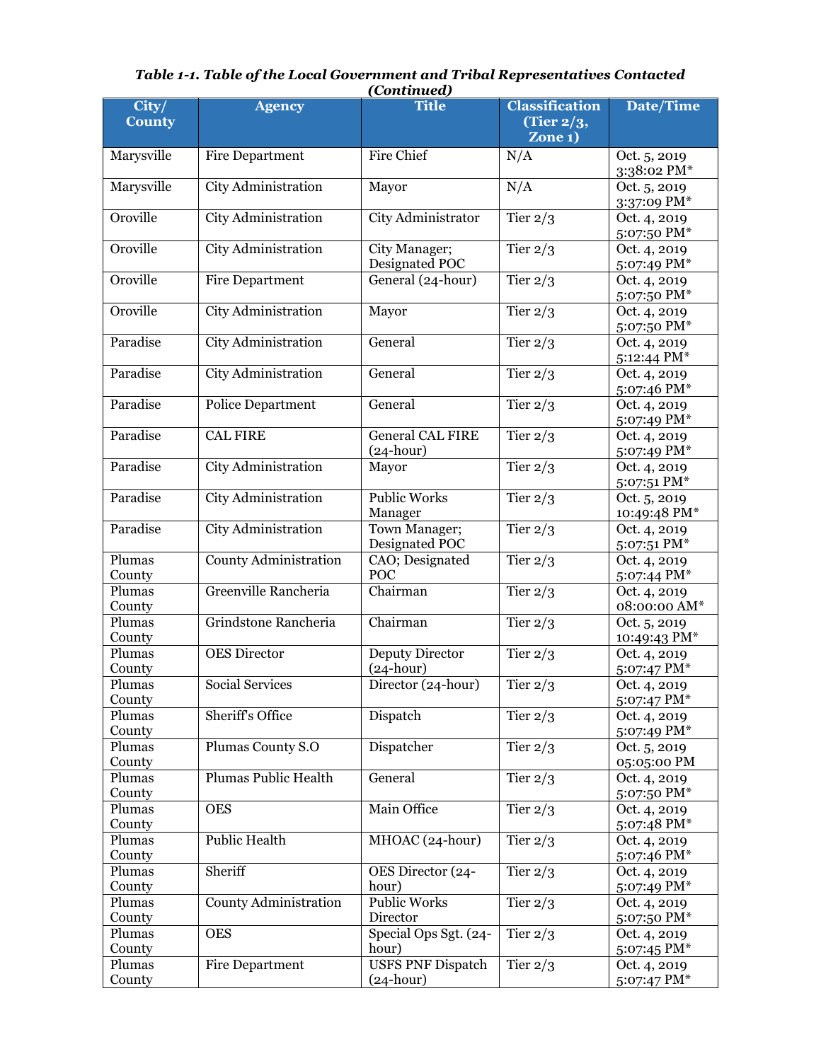***Table 1-1. Table of the Local Government and Tribal Representatives Contacted (Continued)***

| City/ County | Agency | Title | Classification (Tier 2/3, Zone 1) | Date/Time |
|---|---|---|---|---|
| Marysville | Fire Department | Fire Chief | N/A | Oct. 5, 2019 3:38:02 PM* |
| Marysville | City Administration | Mayor | N/A | Oct. 5, 2019 3:37:09 PM* |
| Oroville | City Administration | City Administrator | Tier 2/3 | Oct. 4, 2019 5:07:50 PM* |
| Oroville | City Administration | City Manager; Designated POC | Tier 2/3 | Oct. 4, 2019 5:07:49 PM* |
| Oroville | Fire Department | General (24-hour) | Tier 2/3 | Oct. 4, 2019 5:07:50 PM* |
| Oroville | City Administration | Mayor | Tier 2/3 | Oct. 4, 2019 5:07:50 PM* |
| Paradise | City Administration | General | Tier 2/3 | Oct. 4, 2019 5:12:44 PM* |
| Paradise | City Administration | General | Tier 2/3 | Oct. 4, 2019 5:07:46 PM* |
| Paradise | Police Department | General | Tier 2/3 | Oct. 4, 2019 5:07:49 PM* |
| Paradise | CAL FIRE | General CAL FIRE (24-hour) | Tier 2/3 | Oct. 4, 2019 5:07:49 PM* |
| Paradise | City Administration | Mayor | Tier 2/3 | Oct. 4, 2019 5:07:51 PM* |
| Paradise | City Administration | Public Works Manager | Tier 2/3 | Oct. 5, 2019 10:49:48 PM* |
| Paradise | City Administration | Town Manager; Designated POC | Tier 2/3 | Oct. 4, 2019 5:07:51 PM* |
| Plumas County | County Administration | CAO; Designated POC | Tier 2/3 | Oct. 4, 2019 5:07:44 PM* |
| Plumas County | Greenville Rancheria | Chairman | Tier 2/3 | Oct. 4, 2019 08:00:00 AM* |
| Plumas County | Grindstone Rancheria | Chairman | Tier 2/3 | Oct. 5, 2019 10:49:43 PM* |
| Plumas County | OES Director | Deputy Director (24-hour) | Tier 2/3 | Oct. 4, 2019 5:07:47 PM* |
| Plumas County | Social Services | Director (24-hour) | Tier 2/3 | Oct. 4, 2019 5:07:47 PM* |
| Plumas County | Sheriff's Office | Dispatch | Tier 2/3 | Oct. 4, 2019 5:07:49 PM* |
| Plumas County | Plumas County S.O | Dispatcher | Tier 2/3 | Oct. 5, 2019 05:05:00 PM |
| Plumas County | Plumas Public Health | General | Tier 2/3 | Oct. 4, 2019 5:07:50 PM* |
| Plumas County | OES | Main Office | Tier 2/3 | Oct. 4, 2019 5:07:48 PM* |
| Plumas County | Public Health | MHOAC (24-hour) | Tier 2/3 | Oct. 4, 2019 5:07:46 PM* |
| Plumas County | Sheriff | OES Director (24-hour) | Tier 2/3 | Oct. 4, 2019 5:07:49 PM* |
| Plumas County | County Administration | Public Works Director | Tier 2/3 | Oct. 4, 2019 5:07:50 PM* |
| Plumas County | OES | Special Ops Sgt. (24-hour) | Tier 2/3 | Oct. 4, 2019 5:07:45 PM* |
| Plumas County | Fire Department | USFS PNF Dispatch (24-hour) | Tier 2/3 | Oct. 4, 2019 5:07:47 PM* |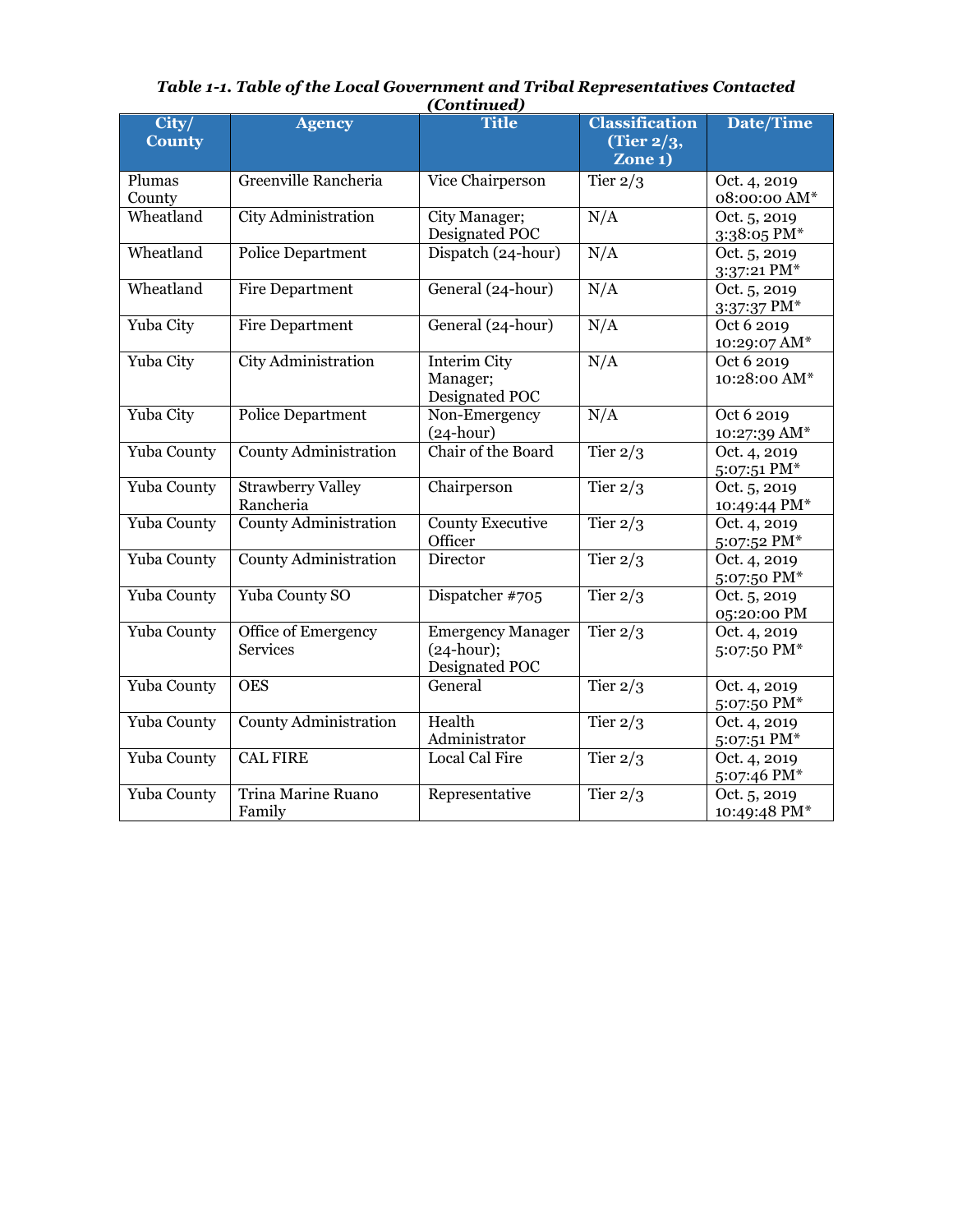*Table 1-1. Table of the Local Government and Tribal Representatives Contacted (Continued)*

| City/ County | Agency | Title | Classification (Tier 2/3, Zone 1) | Date/Time |
|---|---|---|---|---|
| Plumas County | Greenville Rancheria | Vice Chairperson | Tier 2/3 | Oct. 4, 2019 08:00:00 AM* |
| Wheatland | City Administration | City Manager; Designated POC | N/A | Oct. 5, 2019 3:38:05 PM* |
| Wheatland | Police Department | Dispatch (24-hour) | N/A | Oct. 5, 2019 3:37:21 PM* |
| Wheatland | Fire Department | General (24-hour) | N/A | Oct. 5, 2019 3:37:37 PM* |
| Yuba City | Fire Department | General (24-hour) | N/A | Oct 6 2019 10:29:07 AM* |
| Yuba City | City Administration | Interim City Manager; Designated POC | N/A | Oct 6 2019 10:28:00 AM* |
| Yuba City | Police Department | Non-Emergency (24-hour) | N/A | Oct 6 2019 10:27:39 AM* |
| Yuba County | County Administration | Chair of the Board | Tier 2/3 | Oct. 4, 2019 5:07:51 PM* |
| Yuba County | Strawberry Valley Rancheria | Chairperson | Tier 2/3 | Oct. 5, 2019 10:49:44 PM* |
| Yuba County | County Administration | County Executive Officer | Tier 2/3 | Oct. 4, 2019 5:07:52 PM* |
| Yuba County | County Administration | Director | Tier 2/3 | Oct. 4, 2019 5:07:50 PM* |
| Yuba County | Yuba County SO | Dispatcher #705 | Tier 2/3 | Oct. 5, 2019 05:20:00 PM |
| Yuba County | Office of Emergency Services | Emergency Manager (24-hour); Designated POC | Tier 2/3 | Oct. 4, 2019 5:07:50 PM* |
| Yuba County | OES | General | Tier 2/3 | Oct. 4, 2019 5:07:50 PM* |
| Yuba County | County Administration | Health Administrator | Tier 2/3 | Oct. 4, 2019 5:07:51 PM* |
| Yuba County | CAL FIRE | Local Cal Fire | Tier 2/3 | Oct. 4, 2019 5:07:46 PM* |
| Yuba County | Trina Marine Ruano Family | Representative | Tier 2/3 | Oct. 5, 2019 10:49:48 PM* |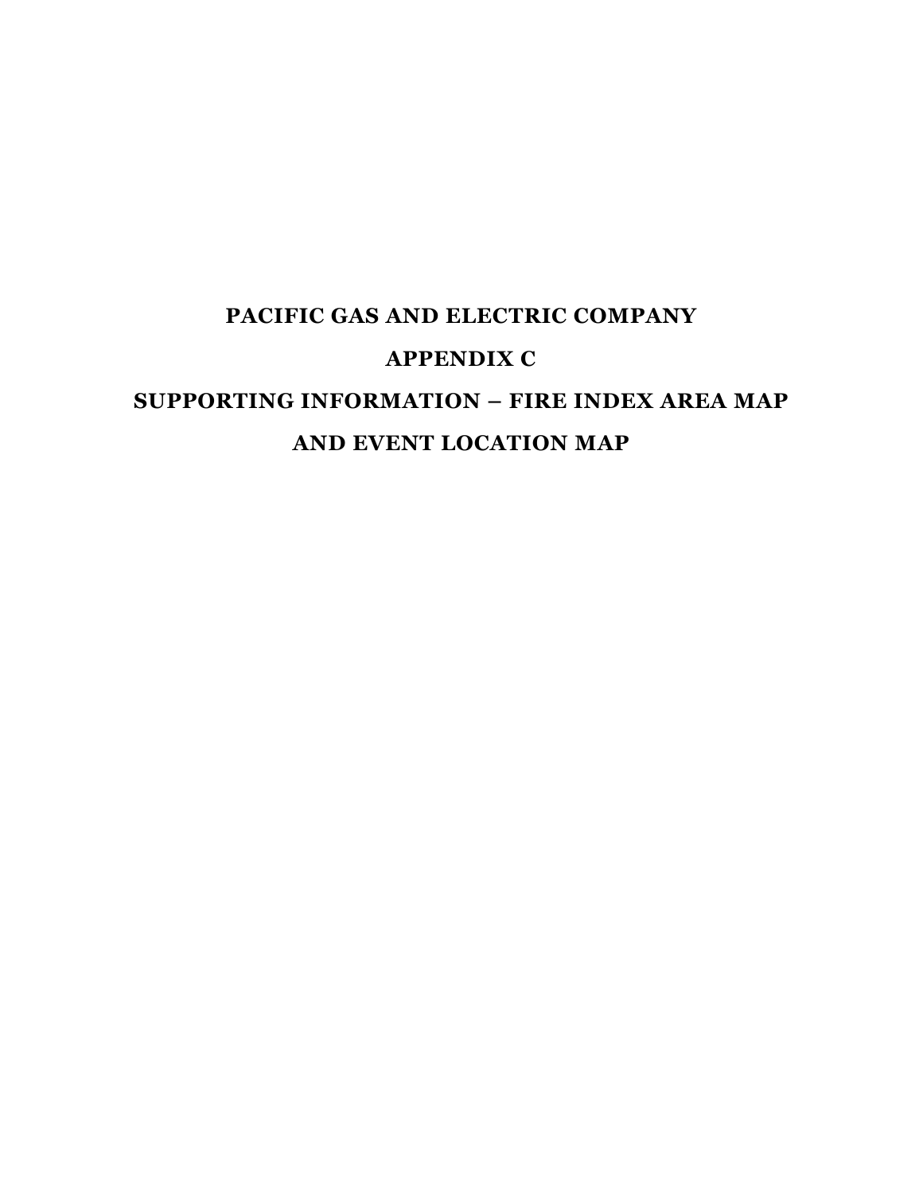# PACIFIC GAS AND ELECTRIC COMPANY

# APPENDIX C

# SUPPORTING INFORMATION – FIRE INDEX AREA MAP AND EVENT LOCATION MAP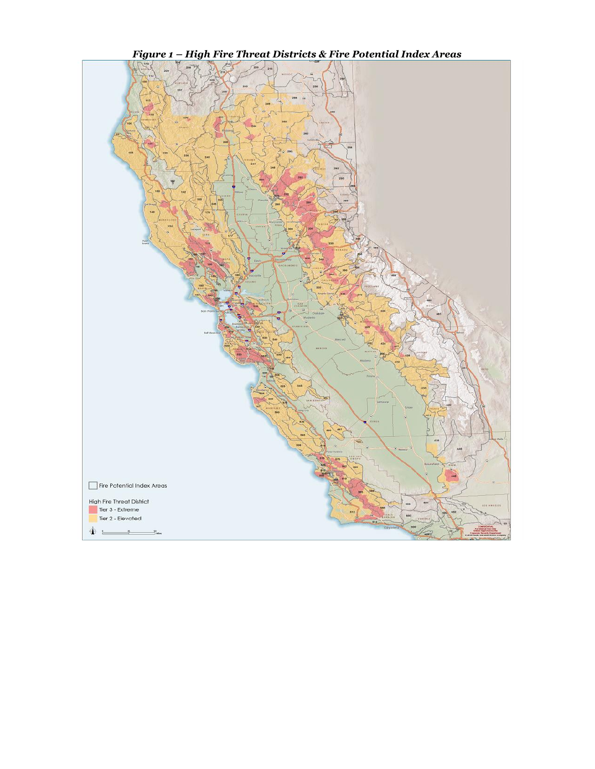*Figure 1 – High Fire Threat Districts & Fire Potential Index Areas*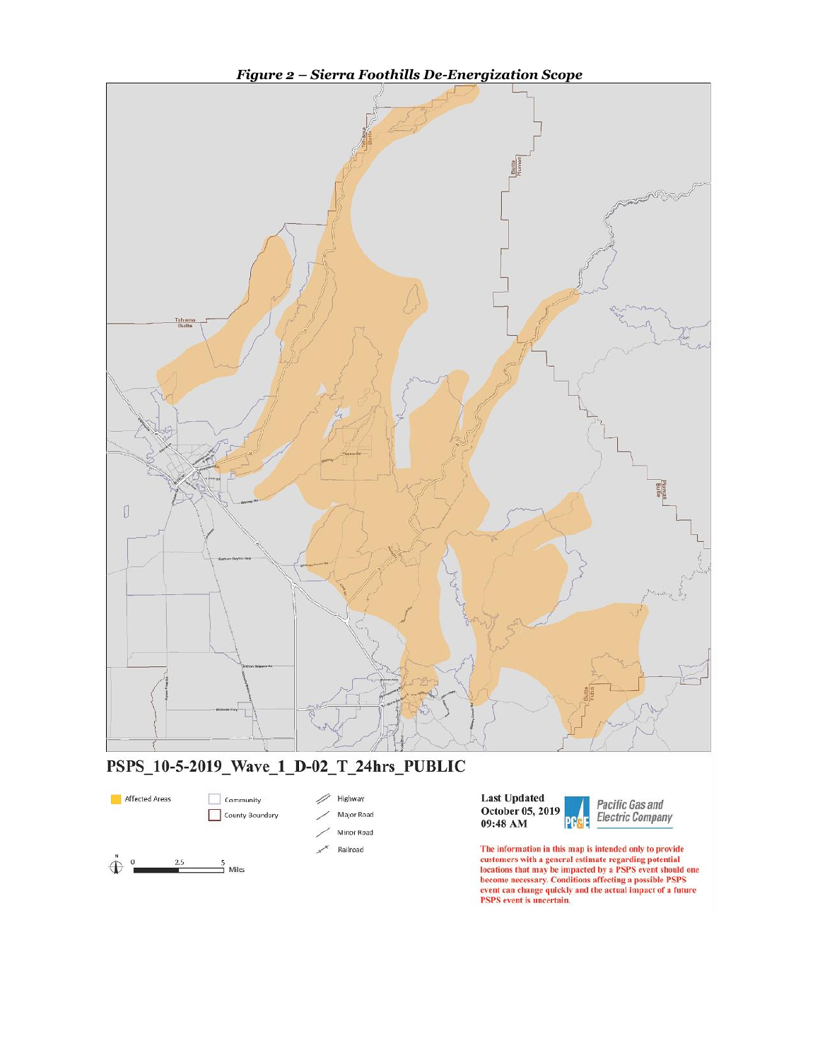*Figure 2 – Sierra Foothills De-Energization Scope*

PSPS_10-5-2019_Wave_1_D-02_T_24hrs_PUBLIC

Affected Areas

Community

County Boundary

Highway

Major Road

Minor Road

Railroad

0 2.5 5 Miles

**Last Updated**
**October 05, 2019**
**09:48 AM**

Pacific Gas and Electric Company

The information in this map is intended only to provide customers with a general estimate regarding potential locations that may be impacted by a PSPS event should one become necessary. Conditions affecting a possible PSPS event can change quickly and the actual impact of a future PSPS event is uncertain.